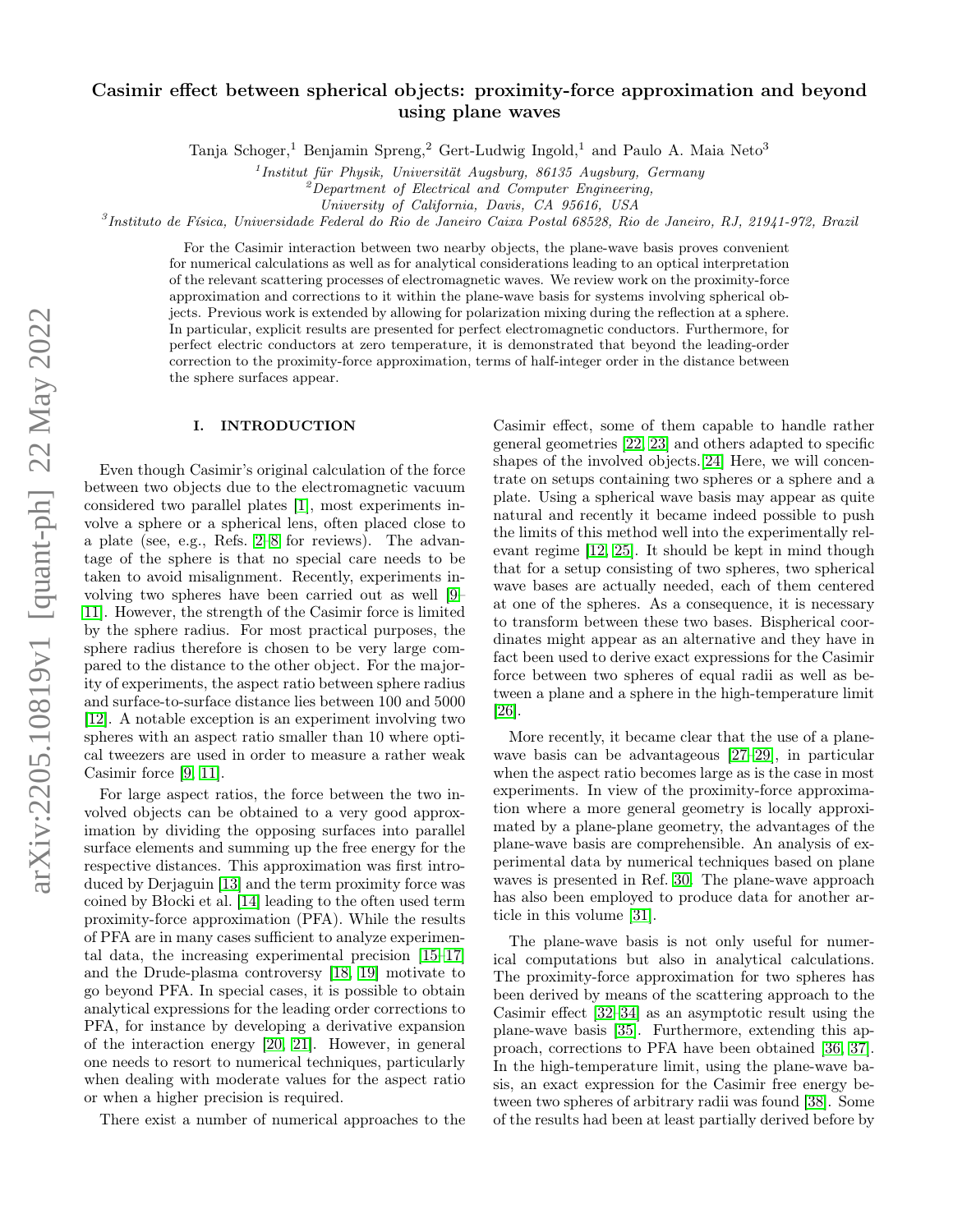# Casimir effect between spherical objects: proximity-force approximation and beyond using plane waves

Tanja Schoger,[1] Benjamin Spreng,[2] Gert-Ludwig Ingold,[1] and Paulo A. Maia Neto[3]

[1] *Institut für Physik, Universität Augsburg, 86135 Augsburg, Germany*
[2] *Department of Electrical and Computer Engineering, University of California, Davis, CA 95616, USA*
[3] *Instituto de Física, Universidade Federal do Rio de Janeiro Caixa Postal 68528, Rio de Janeiro, RJ, 21941-972, Brazil*

For the Casimir interaction between two nearby objects, the plane-wave basis proves convenient for numerical calculations as well as for analytical considerations leading to an optical interpretation of the relevant scattering processes of electromagnetic waves. We review work on the proximity-force approximation and corrections to it within the plane-wave basis for systems involving spherical objects. Previous work is extended by allowing for polarization mixing during the reflection at a sphere. In particular, explicit results are presented for perfect electromagnetic conductors. Furthermore, for perfect electric conductors at zero temperature, it is demonstrated that beyond the leading-order correction to the proximity-force approximation, terms of half-integer order in the distance between the sphere surfaces appear.

## I. INTRODUCTION

Even though Casimir's original calculation of the force between two objects due to the electromagnetic vacuum considered two parallel plates [1], most experiments involve a sphere or a spherical lens, often placed close to a plate (see, e.g., Refs. [2–8] for reviews). The advantage of the sphere is that no special care needs to be taken to avoid misalignment. Recently, experiments involving two spheres have been carried out as well [9–11]. However, the strength of the Casimir force is limited by the sphere radius. For most practical purposes, the sphere radius therefore is chosen to be very large compared to the distance to the other object. For the majority of experiments, the aspect ratio between sphere radius and surface-to-surface distance lies between 100 and 5000 [12]. A notable exception is an experiment involving two spheres with an aspect ratio smaller than 10 where optical tweezers are used in order to measure a rather weak Casimir force [9, 11].

For large aspect ratios, the force between the two involved objects can be obtained to a very good approximation by dividing the opposing surfaces into parallel surface elements and summing up the free energy for the respective distances. This approximation was first introduced by Derjaguin [13] and the term proximity force was coined by Błocki et al. [14] leading to the often used term proximity-force approximation (PFA). While the results of PFA are in many cases sufficient to analyze experimental data, the increasing experimental precision [15–17] and the Drude-plasma controversy [18, 19] motivate to go beyond PFA. In special cases, it is possible to obtain analytical expressions for the leading order corrections to PFA, for instance by developing a derivative expansion of the interaction energy [20, 21]. However, in general one needs to resort to numerical techniques, particularly when dealing with moderate values for the aspect ratio or when a higher precision is required.

There exist a number of numerical approaches to the Casimir effect, some of them capable to handle rather general geometries [22, 23] and others adapted to specific shapes of the involved objects.[24] Here, we will concentrate on setups containing two spheres or a sphere and a plate. Using a spherical wave basis may appear as quite natural and recently it became indeed possible to push the limits of this method well into the experimentally relevant regime [12, 25]. It should be kept in mind though that for a setup consisting of two spheres, two spherical wave bases are actually needed, each of them centered at one of the spheres. As a consequence, it is necessary to transform between these two bases. Bispherical coordinates might appear as an alternative and they have in fact been used to derive exact expressions for the Casimir force between two spheres of equal radii as well as between a plane and a sphere in the high-temperature limit [26].

More recently, it became clear that the use of a plane-wave basis can be advantageous [27–29], in particular when the aspect ratio becomes large as is the case in most experiments. In view of the proximity-force approximation where a more general geometry is locally approximated by a plane-plane geometry, the advantages of the plane-wave basis are comprehensible. An analysis of experimental data by numerical techniques based on plane waves is presented in Ref. [30]. The plane-wave approach has also been employed to produce data for another article in this volume [31].

The plane-wave basis is not only useful for numerical computations but also in analytical calculations. The proximity-force approximation for two spheres has been derived by means of the scattering approach to the Casimir effect [32–34] as an asymptotic result using the plane-wave basis [35]. Furthermore, extending this approach, corrections to PFA have been obtained [36, 37]. In the high-temperature limit, using the plane-wave basis, an exact expression for the Casimir free energy between two spheres of arbitrary radii was found [38]. Some of the results had been at least partially derived before by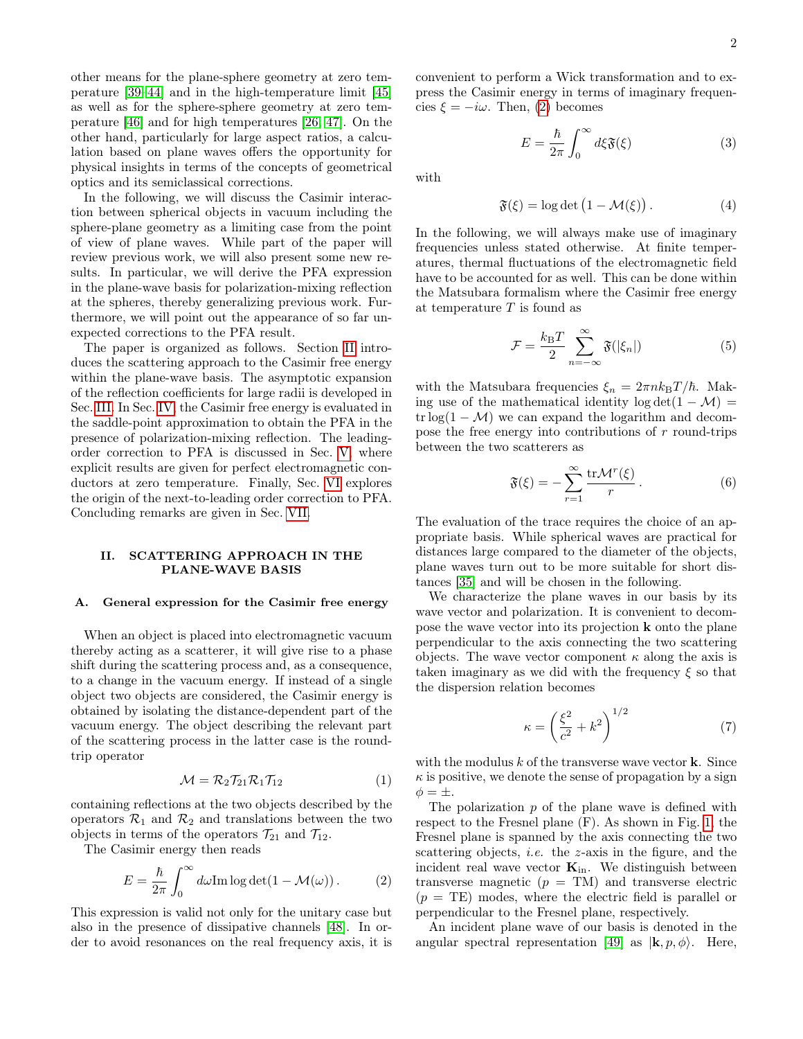other means for the plane-sphere geometry at zero temperature [39–44] and in the high-temperature limit [45] as well as for the sphere-sphere geometry at zero temperature [46] and for high temperatures [26, 47]. On the other hand, particularly for large aspect ratios, a calculation based on plane waves offers the opportunity for physical insights in terms of the concepts of geometrical optics and its semiclassical corrections.

In the following, we will discuss the Casimir interaction between spherical objects in vacuum including the sphere-plane geometry as a limiting case from the point of view of plane waves. While part of the paper will review previous work, we will also present some new results. In particular, we will derive the PFA expression in the plane-wave basis for polarization-mixing reflection at the spheres, thereby generalizing previous work. Furthermore, we will point out the appearance of so far unexpected corrections to the PFA result.

The paper is organized as follows. Section II introduces the scattering approach to the Casimir free energy within the plane-wave basis. The asymptotic expansion of the reflection coefficients for large radii is developed in Sec. III. In Sec. IV, the Casimir free energy is evaluated in the saddle-point approximation to obtain the PFA in the presence of polarization-mixing reflection. The leading-order correction to PFA is discussed in Sec. V, where explicit results are given for perfect electromagnetic conductors at zero temperature. Finally, Sec. VI explores the origin of the next-to-leading order correction to PFA. Concluding remarks are given in Sec. VII.

## II. SCATTERING APPROACH IN THE PLANE-WAVE BASIS

### A. General expression for the Casimir free energy

When an object is placed into electromagnetic vacuum thereby acting as a scatterer, it will give rise to a phase shift during the scattering process and, as a consequence, to a change in the vacuum energy. If instead of a single object two objects are considered, the Casimir energy is obtained by isolating the distance-dependent part of the vacuum energy. The object describing the relevant part of the scattering process in the latter case is the round-trip operator

$$\mathcal{M} = \mathcal{R}_2\mathcal{T}_{21}\mathcal{R}_1\mathcal{T}_{12} \tag{1}$$

containing reflections at the two objects described by the operators $\mathcal{R}_1$ and $\mathcal{R}_2$ and translations between the two objects in terms of the operators $\mathcal{T}_{21}$ and $\mathcal{T}_{12}$.

The Casimir energy then reads

$$E = \frac{\hbar}{2\pi}\int_0^\infty d\omega \,\mathrm{Im}\log\det(1-\mathcal{M}(\omega))\,. \tag{2}$$

This expression is valid not only for the unitary case but also in the presence of dissipative channels [48]. In order to avoid resonances on the real frequency axis, it is convenient to perform a Wick transformation and to express the Casimir energy in terms of imaginary frequencies $\xi = -i\omega$. Then, (2) becomes

$$E = \frac{\hbar}{2\pi}\int_0^\infty d\xi \mathfrak{F}(\xi) \tag{3}$$

with

$$\mathfrak{F}(\xi) = \log\det\left(1-\mathcal{M}(\xi)\right). \tag{4}$$

In the following, we will always make use of imaginary frequencies unless stated otherwise. At finite temperatures, thermal fluctuations of the electromagnetic field have to be accounted for as well. This can be done within the Matsubara formalism where the Casimir free energy at temperature $T$ is found as

$$\mathcal{F} = \frac{k_\mathrm{B}T}{2}\sum_{n=-\infty}^{\infty}\mathfrak{F}(|\xi_n|) \tag{5}$$

with the Matsubara frequencies $\xi_n = 2\pi n k_\mathrm{B}T/\hbar$. Making use of the mathematical identity $\log\det(1-\mathcal{M}) = \mathrm{tr}\log(1-\mathcal{M})$ we can expand the logarithm and decompose the free energy into contributions of $r$ round-trips between the two scatterers as

$$\mathfrak{F}(\xi) = -\sum_{r=1}^{\infty}\frac{\mathrm{tr}\mathcal{M}^r(\xi)}{r}\,. \tag{6}$$

The evaluation of the trace requires the choice of an appropriate basis. While spherical waves are practical for distances large compared to the diameter of the objects, plane waves turn out to be more suitable for short distances [35] and will be chosen in the following.

We characterize the plane waves in our basis by its wave vector and polarization. It is convenient to decompose the wave vector into its projection $\mathbf{k}$ onto the plane perpendicular to the axis connecting the two scattering objects. The wave vector component $\kappa$ along the axis is taken imaginary as we did with the frequency $\xi$ so that the dispersion relation becomes

$$\kappa = \left(\frac{\xi^2}{c^2}+k^2\right)^{1/2} \tag{7}$$

with the modulus $k$ of the transverse wave vector $\mathbf{k}$. Since $\kappa$ is positive, we denote the sense of propagation by a sign $\phi = \pm$.

The polarization $p$ of the plane wave is defined with respect to the Fresnel plane (F). As shown in Fig. 1, the Fresnel plane is spanned by the axis connecting the two scattering objects, *i.e.* the $z$-axis in the figure, and the incident real wave vector $\mathbf{K}_\mathrm{in}$. We distinguish between transverse magnetic ($p$ = TM) and transverse electric ($p$ = TE) modes, where the electric field is parallel or perpendicular to the Fresnel plane, respectively.

An incident plane wave of our basis is denoted in the angular spectral representation [49] as $|\mathbf{k}, p, \phi\rangle$. Here,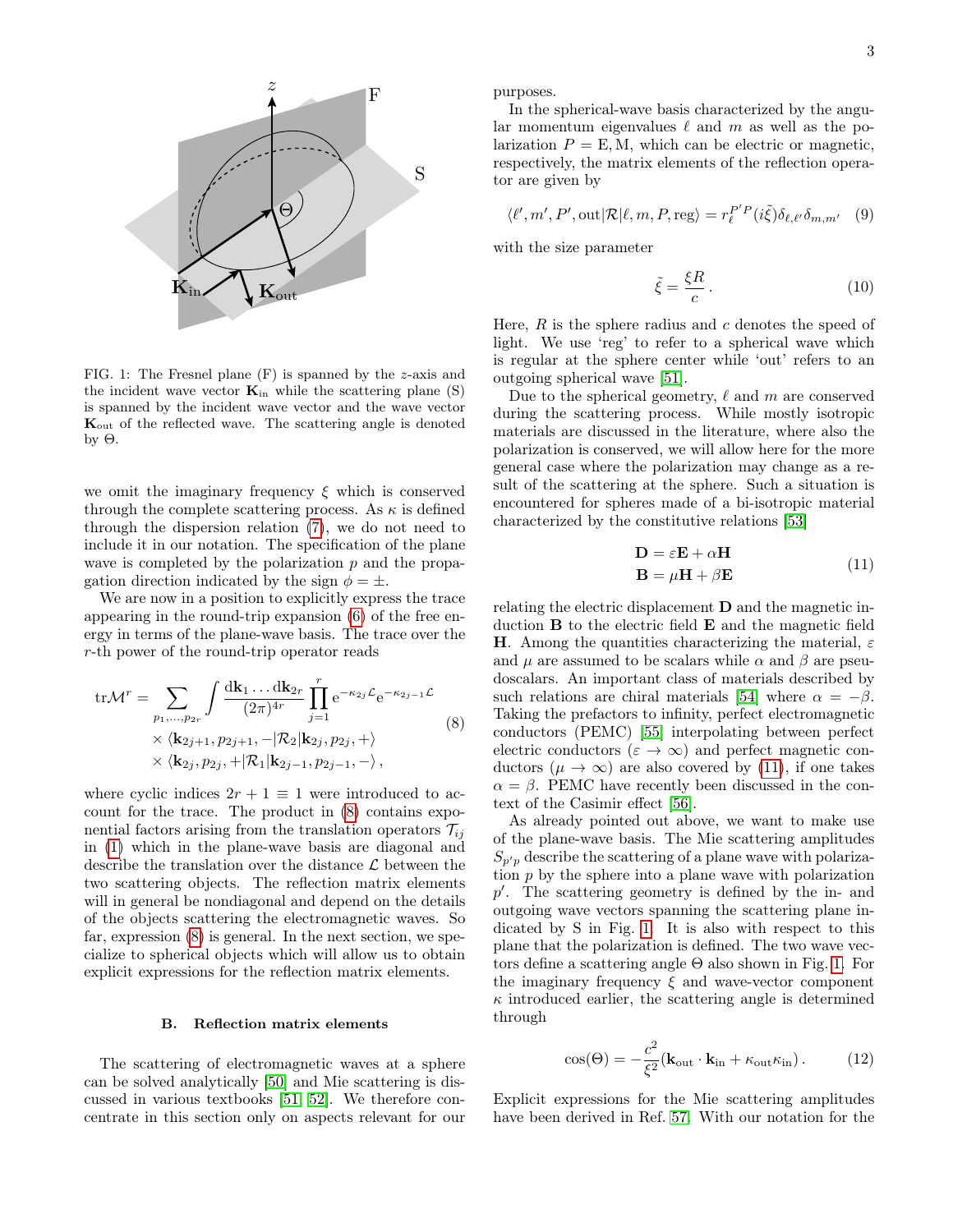FIG. 1: The Fresnel plane (F) is spanned by the $z$-axis and the incident wave vector $\mathbf{K}_{\rm in}$ while the scattering plane (S) is spanned by the incident wave vector and the wave vector $\mathbf{K}_{\rm out}$ of the reflected wave. The scattering angle is denoted by $\Theta$.

we omit the imaginary frequency $\xi$ which is conserved through the complete scattering process. As $\kappa$ is defined through the dispersion relation (7), we do not need to include it in our notation. The specification of the plane wave is completed by the polarization $p$ and the propagation direction indicated by the sign $\phi = \pm$.

We are now in a position to explicitly express the trace appearing in the round-trip expansion (6) of the free energy in terms of the plane-wave basis. The trace over the $r$-th power of the round-trip operator reads

$$
\begin{aligned}
\mathrm{tr}\mathcal{M}^r = \sum_{p_1,\ldots,p_{2r}} \int \frac{\mathrm{d}\mathbf{k}_1\ldots\mathrm{d}\mathbf{k}_{2r}}{(2\pi)^{4r}} \prod_{j=1}^{r} \mathrm{e}^{-\kappa_{2j}\mathcal{L}} \mathrm{e}^{-\kappa_{2j-1}\mathcal{L}} \\
\times \langle \mathbf{k}_{2j+1}, p_{2j+1}, -|\mathcal{R}_2|\mathbf{k}_{2j}, p_{2j}, +\rangle \\
\times \langle \mathbf{k}_{2j}, p_{2j}, +|\mathcal{R}_1|\mathbf{k}_{2j-1}, p_{2j-1}, -\rangle\,,
\end{aligned}
\tag{8}
$$

where cyclic indices $2r+1 \equiv 1$ were introduced to account for the trace. The product in (8) contains exponential factors arising from the translation operators $\mathcal{T}_{ij}$ in (1) which in the plane-wave basis are diagonal and describe the translation over the distance $\mathcal{L}$ between the two scattering objects. The reflection matrix elements will in general be nondiagonal and depend on the details of the objects scattering the electromagnetic waves. So far, expression (8) is general. In the next section, we specialize to spherical objects which will allow us to obtain explicit expressions for the reflection matrix elements.

### B. Reflection matrix elements

The scattering of electromagnetic waves at a sphere can be solved analytically [50] and Mie scattering is discussed in various textbooks [51, 52]. We therefore concentrate in this section only on aspects relevant for our purposes.

In the spherical-wave basis characterized by the angular momentum eigenvalues $\ell$ and $m$ as well as the polarization $P = \mathrm{E}, \mathrm{M}$, which can be electric or magnetic, respectively, the matrix elements of the reflection operator are given by

$$
\langle \ell', m', P', \mathrm{out}|\mathcal{R}|\ell, m, P, \mathrm{reg}\rangle = r_\ell^{P'P}(i\tilde{\xi})\delta_{\ell,\ell'}\delta_{m,m'} \tag{9}
$$

with the size parameter

$$
\tilde{\xi} = \frac{\xi R}{c}\,. \tag{10}
$$

Here, $R$ is the sphere radius and $c$ denotes the speed of light. We use 'reg' to refer to a spherical wave which is regular at the sphere center while 'out' refers to an outgoing spherical wave [51].

Due to the spherical geometry, $\ell$ and $m$ are conserved during the scattering process. While mostly isotropic materials are discussed in the literature, where also the polarization is conserved, we will allow here for the more general case where the polarization may change as a result of the scattering at the sphere. Such a situation is encountered for spheres made of a bi-isotropic material characterized by the constitutive relations [53]

$$
\begin{aligned}
\mathbf{D} &= \varepsilon\mathbf{E} + \alpha\mathbf{H} \\
\mathbf{B} &= \mu\mathbf{H} + \beta\mathbf{E}
\end{aligned}
\tag{11}
$$

relating the electric displacement $\mathbf{D}$ and the magnetic induction $\mathbf{B}$ to the electric field $\mathbf{E}$ and the magnetic field $\mathbf{H}$. Among the quantities characterizing the material, $\varepsilon$ and $\mu$ are assumed to be scalars while $\alpha$ and $\beta$ are pseudoscalars. An important class of materials described by such relations are chiral materials [54] where $\alpha = -\beta$. Taking the prefactors to infinity, perfect electromagnetic conductors (PEMC) [55] interpolating between perfect electric conductors ($\varepsilon \to \infty$) and perfect magnetic conductors ($\mu \to \infty$) are also covered by (11), if one takes $\alpha = \beta$. PEMC have recently been discussed in the context of the Casimir effect [56].

As already pointed out above, we want to make use of the plane-wave basis. The Mie scattering amplitudes $S_{p'p}$ describe the scattering of a plane wave with polarization $p$ by the sphere into a plane wave with polarization $p'$. The scattering geometry is defined by the in- and outgoing wave vectors spanning the scattering plane indicated by S in Fig. 1. It is also with respect to this plane that the polarization is defined. The two wave vectors define a scattering angle $\Theta$ also shown in Fig. 1. For the imaginary frequency $\xi$ and wave-vector component $\kappa$ introduced earlier, the scattering angle is determined through

$$
\cos(\Theta) = -\frac{c^2}{\xi^2}(\mathbf{k}_{\rm out}\cdot\mathbf{k}_{\rm in} + \kappa_{\rm out}\kappa_{\rm in})\,. \tag{12}
$$

Explicit expressions for the Mie scattering amplitudes have been derived in Ref. 57. With our notation for the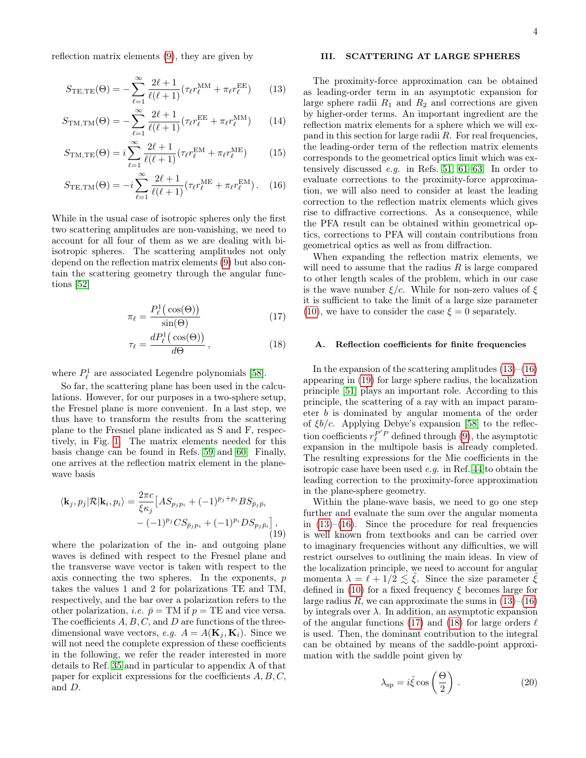reflection matrix elements (9), they are given by

$$S_{\mathrm{TE,TE}}(\Theta) = -\sum_{\ell=1}^{\infty} \frac{2\ell+1}{\ell(\ell+1)}(\tau_\ell r_\ell^{\mathrm{MM}} + \pi_\ell r_\ell^{\mathrm{EE}}) \tag{13}$$

$$S_{\mathrm{TM,TM}}(\Theta) = -\sum_{\ell=1}^{\infty} \frac{2\ell+1}{\ell(\ell+1)}(\tau_\ell r_\ell^{\mathrm{EE}} + \pi_\ell r_\ell^{\mathrm{MM}}) \tag{14}$$

$$S_{\mathrm{TM,TE}}(\Theta) = i\sum_{\ell=1}^{\infty} \frac{2\ell+1}{\ell(\ell+1)}(\tau_\ell r_\ell^{\mathrm{EM}} + \pi_\ell r_\ell^{\mathrm{ME}}) \tag{15}$$

$$S_{\mathrm{TE,TM}}(\Theta) = -i\sum_{\ell=1}^{\infty} \frac{2\ell+1}{\ell(\ell+1)}(\tau_\ell r_\ell^{\mathrm{ME}} + \pi_\ell r_\ell^{\mathrm{EM}})\,. \tag{16}$$

While in the usual case of isotropic spheres only the first two scattering amplitudes are non-vanishing, we need to account for all four of them as we are dealing with bi-isotropic spheres. The scattering amplitudes not only depend on the reflection matrix elements (9) but also contain the scattering geometry through the angular functions [52]

$$\pi_\ell = \frac{P_\ell^1\big(\cos(\Theta)\big)}{\sin(\Theta)} \tag{17}$$

$$\tau_\ell = \frac{dP_\ell^1\big(\cos(\Theta)\big)}{d\Theta}\,, \tag{18}$$

where $P_\ell^1$ are associated Legendre polynomials [58].

So far, the scattering plane has been used in the calculations. However, for our purposes in a two-sphere setup, the Fresnel plane is more convenient. In a last step, we thus have to transform the results from the scattering plane to the Fresnel plane indicated as S and F, respectively, in Fig. 1. The matrix elements needed for this basis change can be found in Refs. [59] and [60]. Finally, one arrives at the reflection matrix element in the plane-wave basis

$$\begin{aligned}\langle \mathbf{k}_j, p_j|\mathcal{R}|\mathbf{k}_i, p_i\rangle = \frac{2\pi c}{\xi\kappa_j}\big[&AS_{p_jp_i} + (-1)^{p_j+p_i}BS_{\bar{p}_j\bar{p}_i} \\ &- (-1)^{p_j}CS_{\bar{p}_jp_i} + (-1)^{p_i}DS_{p_j\bar{p}_i}\big]\,,\end{aligned} \tag{19}$$

where the polarization of the in- and outgoing plane waves is defined with respect to the Fresnel plane and the transverse wave vector is taken with respect to the axis connecting the two spheres. In the exponents, $p$ takes the values 1 and 2 for polarizations TE and TM, respectively, and the bar over a polarization refers to the other polarization, *i.e.* $\bar{p} = \mathrm{TM}$ if $p = \mathrm{TE}$ and vice versa. The coefficients $A, B, C,$ and $D$ are functions of the three-dimensional wave vectors, *e.g.* $A = A(\mathbf{K}_j, \mathbf{K}_i)$. Since we will not need the complete expression of these coefficients in the following, we refer the reader interested in more details to Ref. 35 and in particular to appendix A of that paper for explicit expressions for the coefficients $A, B, C,$ and $D$.

## III. SCATTERING AT LARGE SPHERES

The proximity-force approximation can be obtained as leading-order term in an asymptotic expansion for large sphere radii $R_1$ and $R_2$ and corrections are given by higher-order terms. An important ingredient are the reflection matrix elements for a sphere which we will expand in this section for large radii $R$. For real frequencies, the leading-order term of the reflection matrix elements corresponds to the geometrical optics limit which was extensively discussed *e.g.* in Refs. [51, 61–63]. In order to evaluate corrections to the proximity-force approximation, we will also need to consider at least the leading correction to the reflection matrix elements which gives rise to diffractive corrections. As a consequence, while the PFA result can be obtained within geometrical optics, corrections to PFA will contain contributions from geometrical optics as well as from diffraction.

When expanding the reflection matrix elements, we will need to assume that the radius $R$ is large compared to other length scales of the problem, which in our case is the wave number $\xi/c$. While for non-zero values of $\xi$ it is sufficient to take the limit of a large size parameter (10), we have to consider the case $\xi = 0$ separately.

### A. Reflection coefficients for finite frequencies

In the expansion of the scattering amplitudes (13)–(16) appearing in (19) for large sphere radius, the localization principle [51] plays an important role. According to this principle, the scattering of a ray with an impact parameter $b$ is dominated by angular momenta of the order of $\xi b/c$. Applying Debye's expansion [58] to the reflection coefficients $r_\ell^{P'P}$ defined through (9), the asymptotic expansion in the multipole basis is already completed. The resulting expressions for the Mie coefficients in the isotropic case have been used *e.g.* in Ref. 44 to obtain the leading correction to the proximity-force approximation in the plane-sphere geometry.

Within the plane-wave basis, we need to go one step further and evaluate the sum over the angular momenta in (13)–(16). Since the procedure for real frequencies is well known from textbooks and can be carried over to imaginary frequencies without any difficulties, we will restrict ourselves to outlining the main ideas. In view of the localization principle, we need to account for angular momenta $\lambda = \ell + 1/2 \lesssim \tilde{\xi}$. Since the size parameter $\tilde{\xi}$ defined in (10) for a fixed frequency $\xi$ becomes large for large radius $R$, we can approximate the sums in (13)–(16) by integrals over $\lambda$. In addition, an asymptotic expansion of the angular functions (17) and (18) for large orders $\ell$ is used. Then, the dominant contribution to the integral can be obtained by means of the saddle-point approximation with the saddle point given by

$$\lambda_{\mathrm{sp}} = i\tilde{\xi}\cos\left(\frac{\Theta}{2}\right)\,. \tag{20}$$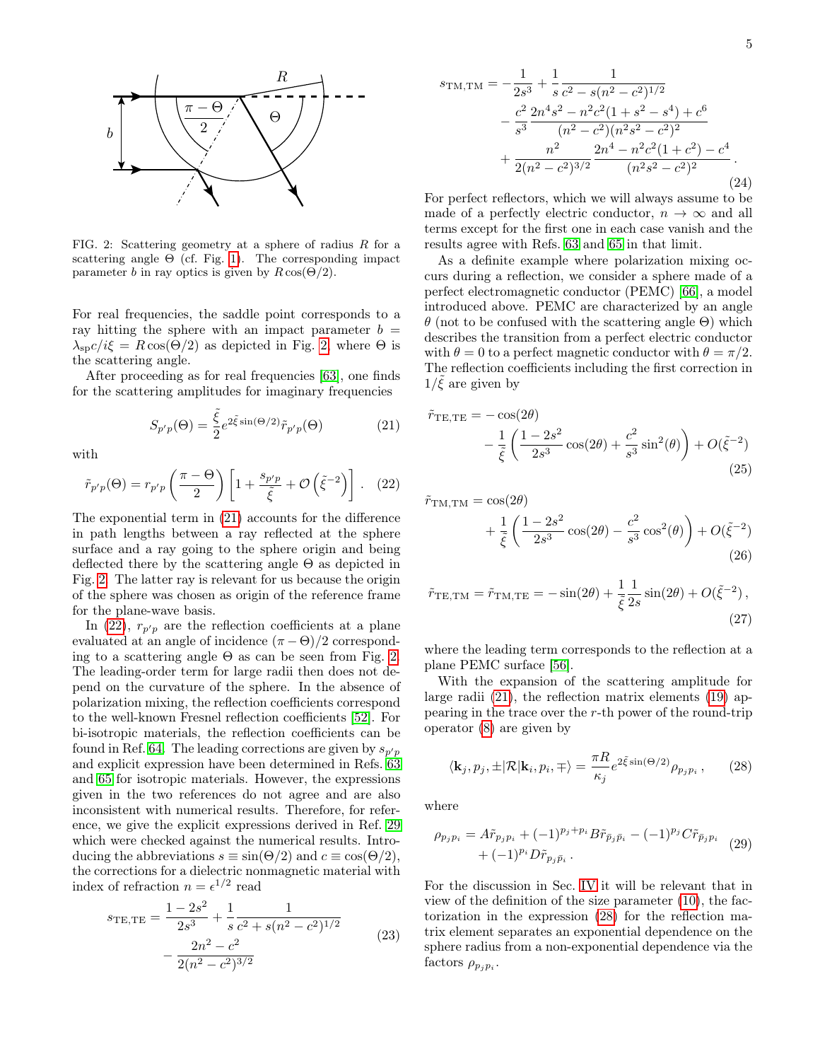FIG. 2: Scattering geometry at a sphere of radius $R$ for a scattering angle $\Theta$ (cf. Fig. 1). The corresponding impact parameter $b$ in ray optics is given by $R\cos(\Theta/2)$.

For real frequencies, the saddle point corresponds to a ray hitting the sphere with an impact parameter $b = \lambda_{\rm sp}c/i\xi = R\cos(\Theta/2)$ as depicted in Fig. 2, where $\Theta$ is the scattering angle.

After proceeding as for real frequencies [63], one finds for the scattering amplitudes for imaginary frequencies

$$S_{p'p}(\Theta) = \frac{\tilde{\xi}}{2} e^{2\tilde{\xi}\sin(\Theta/2)} \tilde{r}_{p'p}(\Theta) \tag{21}$$

with

$$\tilde{r}_{p'p}(\Theta) = r_{p'p}\left(\frac{\pi-\Theta}{2}\right)\left[1+\frac{s_{p'p}}{\tilde{\xi}}+\mathcal{O}\left(\tilde{\xi}^{-2}\right)\right]. \tag{22}$$

The exponential term in (21) accounts for the difference in path lengths between a ray reflected at the sphere surface and a ray going to the sphere origin and being deflected there by the scattering angle $\Theta$ as depicted in Fig. 2. The latter ray is relevant for us because the origin of the sphere was chosen as origin of the reference frame for the plane-wave basis.

In (22), $r_{p'p}$ are the reflection coefficients at a plane evaluated at an angle of incidence $(\pi-\Theta)/2$ corresponding to a scattering angle $\Theta$ as can be seen from Fig. 2. The leading-order term for large radii then does not depend on the curvature of the sphere. In the absence of polarization mixing, the reflection coefficients correspond to the well-known Fresnel reflection coefficients [52]. For bi-isotropic materials, the reflection coefficients can be found in Ref. 64. The leading corrections are given by $s_{p'p}$ and explicit expression have been determined in Refs. 63 and 65 for isotropic materials. However, the expressions given in the two references do not agree and are also inconsistent with numerical results. Therefore, for reference, we give the explicit expressions derived in Ref. 29 which were checked against the numerical results. Introducing the abbreviations $s \equiv \sin(\Theta/2)$ and $c \equiv \cos(\Theta/2)$, the corrections for a dielectric nonmagnetic material with index of refraction $n = \epsilon^{1/2}$ read

$$\begin{aligned} s_{\rm TE,TE} &= \frac{1-2s^2}{2s^3} + \frac{1}{s}\frac{1}{c^2+s(n^2-c^2)^{1/2}} \\ &\quad - \frac{2n^2-c^2}{2(n^2-c^2)^{3/2}} \end{aligned} \tag{23}$$

$$\begin{aligned} s_{\rm TM,TM} &= -\frac{1}{2s^3} + \frac{1}{s}\frac{1}{c^2-s(n^2-c^2)^{1/2}} \\ &\quad - \frac{c^2}{s^3}\frac{2n^4s^2-n^2c^2(1+s^2-s^4)+c^6}{(n^2-c^2)(n^2s^2-c^2)^2} \\ &\quad + \frac{n^2}{2(n^2-c^2)^{3/2}}\frac{2n^4-n^2c^2(1+c^2)-c^4}{(n^2s^2-c^2)^2}. \end{aligned} \tag{24}$$

For perfect reflectors, which we will always assume to be made of a perfectly electric conductor, $n\to\infty$ and all terms except for the first one in each case vanish and the results agree with Refs. 63 and 65 in that limit.

As a definite example where polarization mixing occurs during a reflection, we consider a sphere made of a perfect electromagnetic conductor (PEMC) [66], a model introduced above. PEMC are characterized by an angle $\theta$ (not to be confused with the scattering angle $\Theta$) which describes the transition from a perfect electric conductor with $\theta = 0$ to a perfect magnetic conductor with $\theta = \pi/2$. The reflection coefficients including the first correction in $1/\tilde{\xi}$ are given by

$$\begin{aligned} \tilde{r}_{\rm TE,TE} &= -\cos(2\theta) \\ &\quad - \frac{1}{\tilde{\xi}}\left(\frac{1-2s^2}{2s^3}\cos(2\theta)+\frac{c^2}{s^3}\sin^2(\theta)\right)+O(\tilde{\xi}^{-2}) \end{aligned} \tag{25}$$

$$\begin{aligned} \tilde{r}_{\rm TM,TM} &= \cos(2\theta) \\ &\quad + \frac{1}{\tilde{\xi}}\left(\frac{1-2s^2}{2s^3}\cos(2\theta)-\frac{c^2}{s^3}\cos^2(\theta)\right)+O(\tilde{\xi}^{-2}) \end{aligned} \tag{26}$$

$$\tilde{r}_{\rm TE,TM} = \tilde{r}_{\rm TM,TE} = -\sin(2\theta) + \frac{1}{\tilde{\xi}}\frac{1}{2s}\sin(2\theta) + O(\tilde{\xi}^{-2}), \tag{27}$$

where the leading term corresponds to the reflection at a plane PEMC surface [56].

With the expansion of the scattering amplitude for large radii (21), the reflection matrix elements (19) appearing in the trace over the $r$-th power of the round-trip operator (8) are given by

$$\langle \mathbf{k}_j, p_j, \pm|\mathcal{R}|\mathbf{k}_i, p_i, \mp\rangle = \frac{\pi R}{\kappa_j} e^{2\tilde{\xi}\sin(\Theta/2)} \rho_{p_j p_i}, \tag{28}$$

where

$$\begin{aligned} \rho_{p_j p_i} &= A\tilde{r}_{p_j p_i} + (-1)^{p_j+p_i} B\tilde{r}_{\bar{p}_j\bar{p}_i} - (-1)^{p_j} C\tilde{r}_{\bar{p}_j p_i} \\ &\quad + (-1)^{p_i} D\tilde{r}_{p_j\bar{p}_i}. \end{aligned} \tag{29}$$

For the discussion in Sec. IV it will be relevant that in view of the definition of the size parameter (10), the factorization in the expression (28) for the reflection matrix element separates an exponential dependence on the sphere radius from a non-exponential dependence via the factors $\rho_{p_j p_i}$.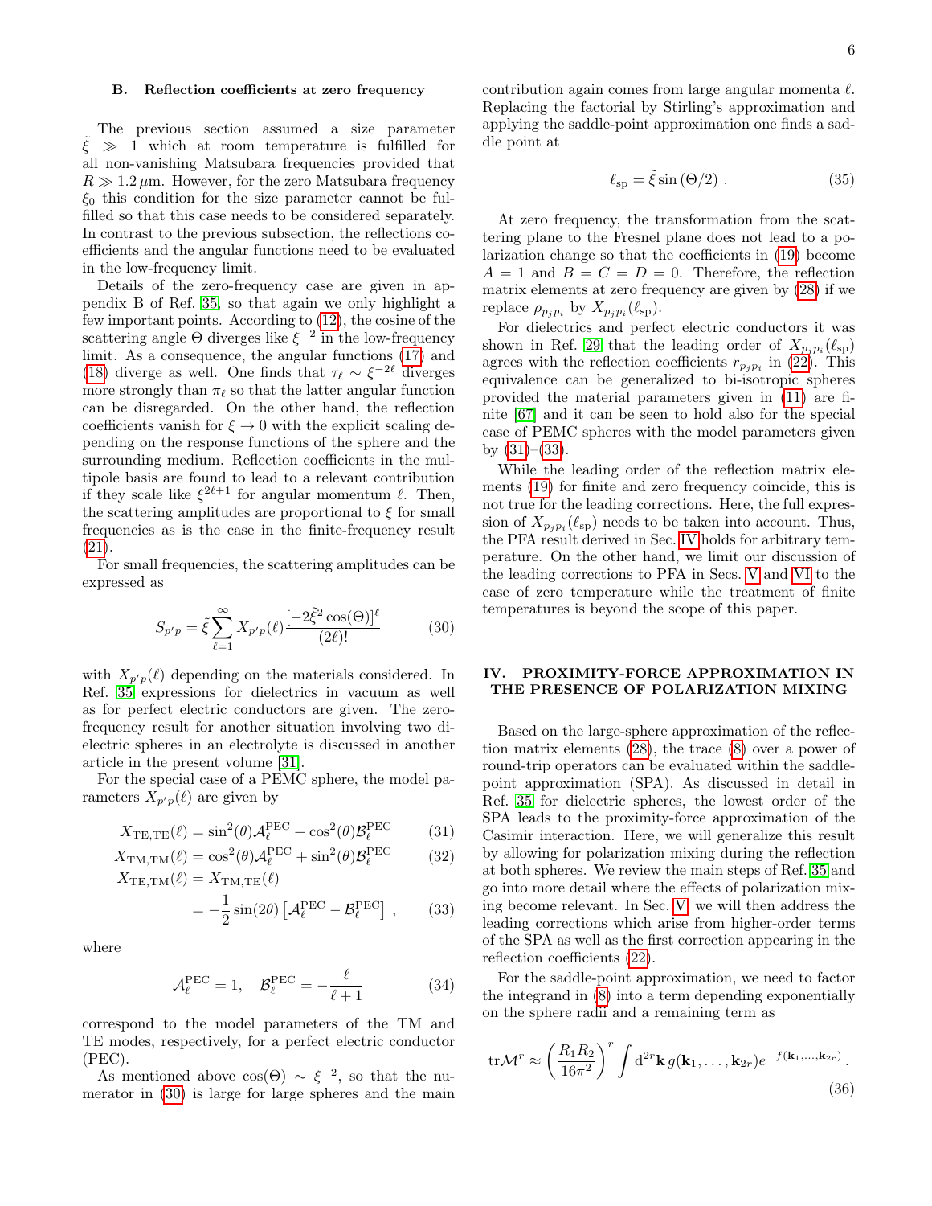### B. Reflection coefficients at zero frequency

The previous section assumed a size parameter $\tilde{\xi} \gg 1$ which at room temperature is fulfilled for all non-vanishing Matsubara frequencies provided that $R \gg 1.2\,\mu$m. However, for the zero Matsubara frequency $\xi_0$ this condition for the size parameter cannot be fulfilled so that this case needs to be considered separately. In contrast to the previous subsection, the reflections coefficients and the angular functions need to be evaluated in the low-frequency limit.

Details of the zero-frequency case are given in appendix B of Ref. [35] so that again we only highlight a few important points. According to (12), the cosine of the scattering angle $\Theta$ diverges like $\xi^{-2}$ in the low-frequency limit. As a consequence, the angular functions (17) and (18) diverge as well. One finds that $\tau_\ell \sim \xi^{-2\ell}$ diverges more strongly than $\pi_\ell$ so that the latter angular function can be disregarded. On the other hand, the reflection coefficients vanish for $\xi \to 0$ with the explicit scaling depending on the response functions of the sphere and the surrounding medium. Reflection coefficients in the multipole basis are found to lead to a relevant contribution if they scale like $\xi^{2\ell+1}$ for angular momentum $\ell$. Then, the scattering amplitudes are proportional to $\xi$ for small frequencies as is the case in the finite-frequency result (21).

For small frequencies, the scattering amplitudes can be expressed as

$$S_{p'p} = \tilde{\xi}\sum_{\ell=1}^{\infty} X_{p'p}(\ell)\frac{\left[-2\tilde{\xi}^2\cos(\Theta)\right]^\ell}{(2\ell)!} \tag{30}$$

with $X_{p'p}(\ell)$ depending on the materials considered. In Ref. [35] expressions for dielectrics in vacuum as well as for perfect electric conductors are given. The zero-frequency result for another situation involving two dielectric spheres in an electrolyte is discussed in another article in the present volume [31].

For the special case of a PEMC sphere, the model parameters $X_{p'p}(\ell)$ are given by

$$X_{\mathrm{TE,TE}}(\ell) = \sin^2(\theta)\mathcal{A}_\ell^{\mathrm{PEC}} + \cos^2(\theta)\mathcal{B}_\ell^{\mathrm{PEC}} \tag{31}$$

$$X_{\mathrm{TM,TM}}(\ell) = \cos^2(\theta)\mathcal{A}_\ell^{\mathrm{PEC}} + \sin^2(\theta)\mathcal{B}_\ell^{\mathrm{PEC}} \tag{32}$$

$$\begin{aligned} X_{\mathrm{TE,TM}}(\ell) &= X_{\mathrm{TM,TE}}(\ell) \\ &= -\frac{1}{2}\sin(2\theta)\left[\mathcal{A}_\ell^{\mathrm{PEC}} - \mathcal{B}_\ell^{\mathrm{PEC}}\right], \end{aligned} \tag{33}$$

where

$$\mathcal{A}_\ell^{\mathrm{PEC}} = 1, \quad \mathcal{B}_\ell^{\mathrm{PEC}} = -\frac{\ell}{\ell+1} \tag{34}$$

correspond to the model parameters of the TM and TE modes, respectively, for a perfect electric conductor (PEC).

As mentioned above $\cos(\Theta) \sim \xi^{-2}$, so that the numerator in (30) is large for large spheres and the main contribution again comes from large angular momenta $\ell$. Replacing the factorial by Stirling's approximation and applying the saddle-point approximation one finds a saddle point at

$$\ell_{\mathrm{sp}} = \tilde{\xi}\sin(\Theta/2)\,. \tag{35}$$

At zero frequency, the transformation from the scattering plane to the Fresnel plane does not lead to a polarization change so that the coefficients in (19) become $A = 1$ and $B = C = D = 0$. Therefore, the reflection matrix elements at zero frequency are given by (28) if we replace $\rho_{p_jp_i}$ by $X_{p_jp_i}(\ell_{\mathrm{sp}})$.

For dielectrics and perfect electric conductors it was shown in Ref. [29] that the leading order of $X_{p_jp_i}(\ell_{\mathrm{sp}})$ agrees with the reflection coefficients $r_{p_jp_i}$ in (22). This equivalence can be generalized to bi-isotropic spheres provided the material parameters given in (11) are finite [67] and it can be seen to hold also for the special case of PEMC spheres with the model parameters given by (31)–(33).

While the leading order of the reflection matrix elements (19) for finite and zero frequency coincide, this is not true for the leading corrections. Here, the full expression of $X_{p_jp_i}(\ell_{\mathrm{sp}})$ needs to be taken into account. Thus, the PFA result derived in Sec. IV holds for arbitrary temperature. On the other hand, we limit our discussion of the leading corrections to PFA in Secs. V and VI to the case of zero temperature while the treatment of finite temperatures is beyond the scope of this paper.

## IV. PROXIMITY-FORCE APPROXIMATION IN THE PRESENCE OF POLARIZATION MIXING

Based on the large-sphere approximation of the reflection matrix elements (28), the trace (8) over a power of round-trip operators can be evaluated within the saddle-point approximation (SPA). As discussed in detail in Ref. 35 for dielectric spheres, the lowest order of the SPA leads to the proximity-force approximation of the Casimir interaction. Here, we will generalize this result by allowing for polarization mixing during the reflection at both spheres. We review the main steps of Ref. 35 and go into more detail where the effects of polarization mixing become relevant. In Sec. V, we will then address the leading corrections which arise from higher-order terms of the SPA as well as the first correction appearing in the reflection coefficients (22).

For the saddle-point approximation, we need to factor the integrand in (8) into a term depending exponentially on the sphere radii and a remaining term as

$$\mathrm{tr}\mathcal{M}^r \approx \left(\frac{R_1R_2}{16\pi^2}\right)^r \int \mathrm{d}^{2r}\mathbf{k}\, g(\mathbf{k}_1,\ldots,\mathbf{k}_{2r})e^{-f(\mathbf{k}_1,\ldots,\mathbf{k}_{2r})}\,. \tag{36}$$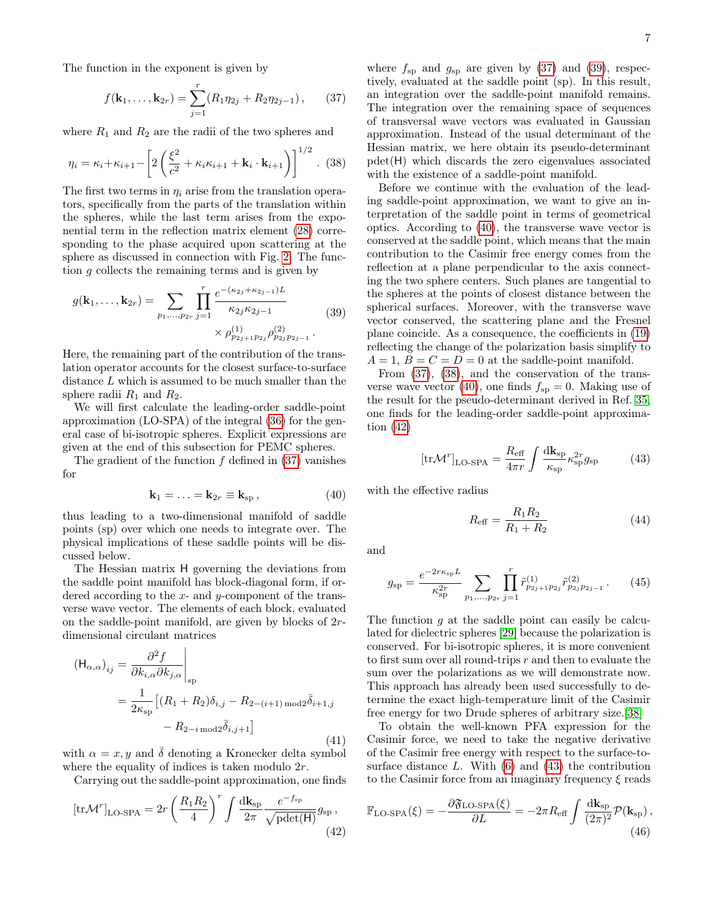The function in the exponent is given by

$$f(\mathbf{k}_1,\dots,\mathbf{k}_{2r}) = \sum_{j=1}^{r}(R_1\eta_{2j} + R_2\eta_{2j-1})\,, \tag{37}$$

where $R_1$ and $R_2$ are the radii of the two spheres and

$$\eta_i = \kappa_i + \kappa_{i+1} - \left[2\left(\frac{\xi^2}{c^2} + \kappa_i\kappa_{i+1} + \mathbf{k}_i\cdot\mathbf{k}_{i+1}\right)\right]^{1/2}\,. \tag{38}$$

The first two terms in $\eta_i$ arise from the translation operators, specifically from the parts of the translation within the spheres, while the last term arises from the exponential term in the reflection matrix element (28) corresponding to the phase acquired upon scattering at the sphere as discussed in connection with Fig. 2. The function $g$ collects the remaining terms and is given by

$$g(\mathbf{k}_1,\dots,\mathbf{k}_{2r}) = \sum_{p_1,\dots,p_{2r}}\prod_{j=1}^{r}\frac{e^{-(\kappa_{2j}+\kappa_{2j-1})L}}{\kappa_{2j}\kappa_{2j-1}} \times \rho^{(1)}_{p_{2j+1}p_{2j}}\rho^{(2)}_{p_{2j}p_{2j-1}}\,. \tag{39}$$

Here, the remaining part of the contribution of the translation operator accounts for the closest surface-to-surface distance $L$ which is assumed to be much smaller than the sphere radii $R_1$ and $R_2$.

We will first calculate the leading-order saddle-point approximation (LO-SPA) of the integral (36) for the general case of bi-isotropic spheres. Explicit expressions are given at the end of this subsection for PEMC spheres.

The gradient of the function $f$ defined in (37) vanishes for

$$\mathbf{k}_1 = \ldots = \mathbf{k}_{2r} \equiv \mathbf{k}_{\mathrm{sp}}\,, \tag{40}$$

thus leading to a two-dimensional manifold of saddle points (sp) over which one needs to integrate over. The physical implications of these saddle points will be discussed below.

The Hessian matrix $\mathsf{H}$ governing the deviations from the saddle point manifold has block-diagonal form, if ordered according to the $x$- and $y$-component of the transverse wave vector. The elements of each block, evaluated on the saddle-point manifold, are given by blocks of $2r$-dimensional circulant matrices

$$\begin{aligned}(\mathsf{H}_{\alpha,\alpha})_{ij} &= \left.\frac{\partial^2 f}{\partial k_{i,\alpha}\partial k_{j,\alpha}}\right|_{\mathrm{sp}} \\ &= \frac{1}{2\kappa_{\mathrm{sp}}}\big[(R_1+R_2)\delta_{i,j} - R_{2-(i+1)\bmod 2}\bar{\delta}_{i+1,j} \\ &\qquad - R_{2-i\bmod 2}\bar{\delta}_{i,j+1}\big]\end{aligned} \tag{41}$$

with $\alpha = x, y$ and $\bar{\delta}$ denoting a Kronecker delta symbol where the equality of indices is taken modulo $2r$.

Carrying out the saddle-point approximation, one finds

$$[\mathrm{tr}\mathcal{M}^r]_{\text{LO-SPA}} = 2r\left(\frac{R_1R_2}{4}\right)^r\int\frac{\mathrm{d}\mathbf{k}_{\mathrm{sp}}}{2\pi}\frac{e^{-f_{\mathrm{sp}}}}{\sqrt{\mathrm{pdet}(\mathsf{H})}}g_{\mathrm{sp}}\,, \tag{42}$$

where $f_{\mathrm{sp}}$ and $g_{\mathrm{sp}}$ are given by (37) and (39), respectively, evaluated at the saddle point (sp). In this result, an integration over the saddle-point manifold remains. The integration over the remaining space of sequences of transversal wave vectors was evaluated in Gaussian approximation. Instead of the usual determinant of the Hessian matrix, we here obtain its pseudo-determinant $\mathrm{pdet}(\mathsf{H})$ which discards the zero eigenvalues associated with the existence of a saddle-point manifold.

Before we continue with the evaluation of the leading saddle-point approximation, we want to give an interpretation of the saddle point in terms of geometrical optics. According to (40), the transverse wave vector is conserved at the saddle point, which means that the main contribution to the Casimir free energy comes from the reflection at a plane perpendicular to the axis connecting the two sphere centers. Such planes are tangential to the spheres at the points of closest distance between the spherical surfaces. Moreover, with the transverse wave vector conserved, the scattering plane and the Fresnel plane coincide. As a consequence, the coefficients in (19) reflecting the change of the polarization basis simplify to $A = 1$, $B = C = D = 0$ at the saddle-point manifold.

From (37), (38), and the conservation of the transverse wave vector (40), one finds $f_{\mathrm{sp}} = 0$. Making use of the result for the pseudo-determinant derived in Ref. [35], one finds for the leading-order saddle-point approximation (42)

$$[\mathrm{tr}\mathcal{M}^r]_{\text{LO-SPA}} = \frac{R_{\mathrm{eff}}}{4\pi r}\int\frac{\mathrm{d}\mathbf{k}_{\mathrm{sp}}}{\kappa_{\mathrm{sp}}}\kappa_{\mathrm{sp}}^{2r}g_{\mathrm{sp}} \tag{43}$$

with the effective radius

$$R_{\mathrm{eff}} = \frac{R_1R_2}{R_1+R_2} \tag{44}$$

and

$$g_{\mathrm{sp}} = \frac{e^{-2r\kappa_{\mathrm{sp}}L}}{\kappa_{\mathrm{sp}}^{2r}}\sum_{p_1,\dots,p_{2r}}\prod_{j=1}^{r}\tilde{r}^{(1)}_{p_{2j+1}p_{2j}}\tilde{r}^{(2)}_{p_{2j}p_{2j-1}}\,. \tag{45}$$

The function $g$ at the saddle point can easily be calculated for dielectric spheres [29] because the polarization is conserved. For bi-isotropic spheres, it is more convenient to first sum over all round-trips $r$ and then to evaluate the sum over the polarizations as we will demonstrate now. This approach has already been used successfully to determine the exact high-temperature limit of the Casimir free energy for two Drude spheres of arbitrary size.[38]

To obtain the well-known PFA expression for the Casimir force, we need to take the negative derivative of the Casimir free energy with respect to the surface-to-surface distance $L$. With (6) and (43) the contribution to the Casimir force from an imaginary frequency $\xi$ reads

$$\mathbb{F}_{\text{LO-SPA}}(\xi) = -\frac{\partial\mathfrak{F}_{\text{LO-SPA}}(\xi)}{\partial L} = -2\pi R_{\mathrm{eff}}\int\frac{\mathrm{d}\mathbf{k}_{\mathrm{sp}}}{(2\pi)^2}\mathcal{P}(\mathbf{k}_{\mathrm{sp}})\,, \tag{46}$$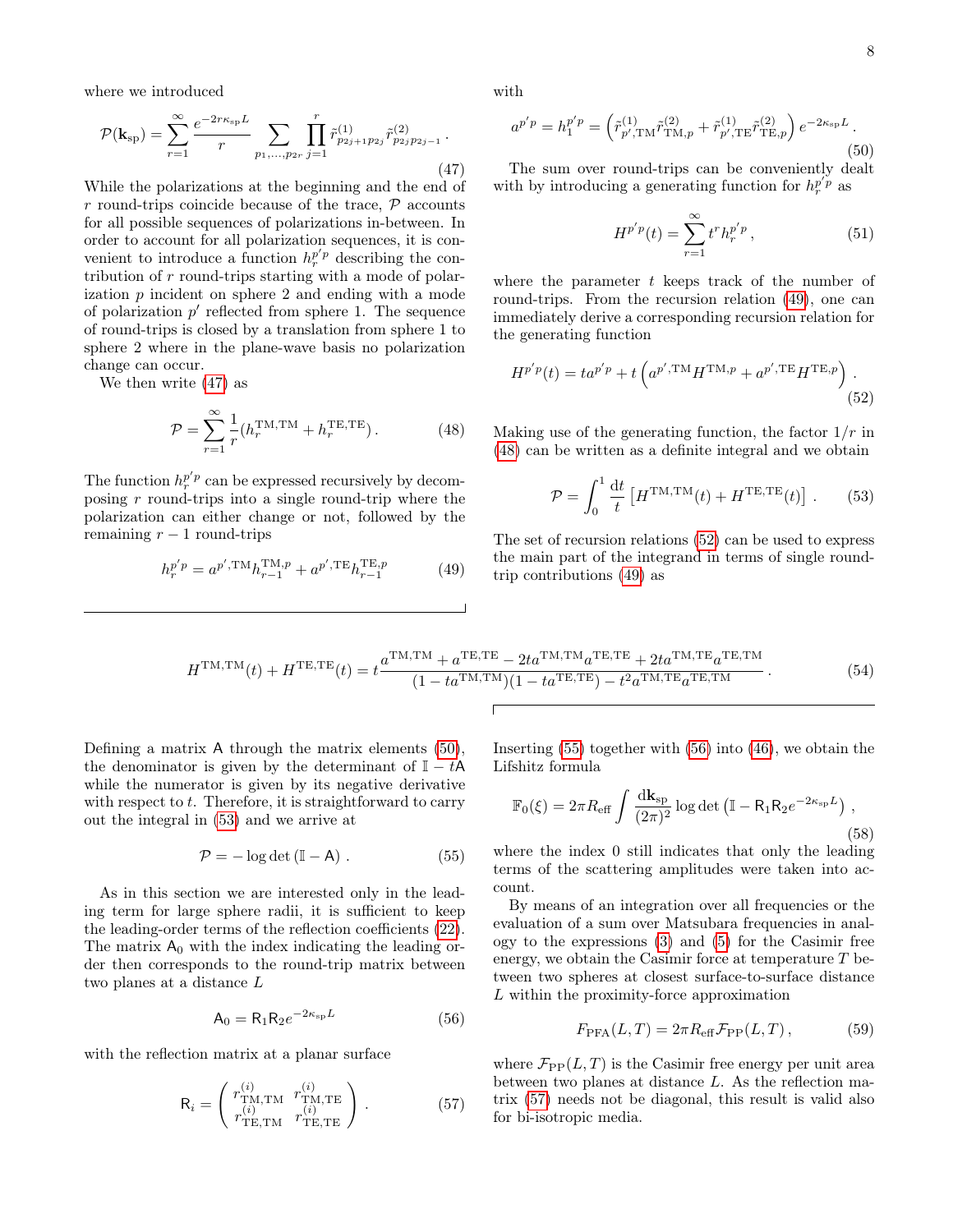where we introduced

$$\mathcal{P}(\mathbf{k}_{\rm sp}) = \sum_{r=1}^{\infty} \frac{e^{-2r\kappa_{\rm sp}L}}{r} \sum_{p_1,\dots,p_{2r}} \prod_{j=1}^{r} \tilde{r}^{(1)}_{p_{2j+1}p_{2j}} \tilde{r}^{(2)}_{p_{2j}p_{2j-1}}\,. \tag{47}$$

While the polarizations at the beginning and the end of $r$ round-trips coincide because of the trace, $\mathcal{P}$ accounts for all possible sequences of polarizations in-between. In order to account for all polarization sequences, it is convenient to introduce a function $h_r^{p'p}$ describing the contribution of $r$ round-trips starting with a mode of polarization $p$ incident on sphere 2 and ending with a mode of polarization $p'$ reflected from sphere 1. The sequence of round-trips is closed by a translation from sphere 1 to sphere 2 where in the plane-wave basis no polarization change can occur.

We then write (47) as

$$\mathcal{P} = \sum_{r=1}^{\infty} \frac{1}{r}(h_r^{\rm TM,TM} + h_r^{\rm TE,TE})\,. \tag{48}$$

The function $h_r^{p'p}$ can be expressed recursively by decomposing $r$ round-trips into a single round-trip where the polarization can either change or not, followed by the remaining $r-1$ round-trips

$$h_r^{p'p} = a^{p',\rm TM} h_{r-1}^{\rm TM,p} + a^{p',\rm TE} h_{r-1}^{\rm TE,p} \tag{49}$$

with

$$a^{p'p} = h_1^{p'p} = \left(\tilde{r}^{(1)}_{p',\rm TM}\tilde{r}^{(2)}_{\rm TM,p} + \tilde{r}^{(1)}_{p',\rm TE}\tilde{r}^{(2)}_{\rm TE,p}\right) e^{-2\kappa_{\rm sp}L}\,. \tag{50}$$

The sum over round-trips can be conveniently dealt with by introducing a generating function for $h_r^{p'p}$ as

$$H^{p'p}(t) = \sum_{r=1}^{\infty} t^r h_r^{p'p}\,, \tag{51}$$

where the parameter $t$ keeps track of the number of round-trips. From the recursion relation (49), one can immediately derive a corresponding recursion relation for the generating function

$$H^{p'p}(t) = t a^{p'p} + t\left(a^{p',\rm TM}H^{\rm TM,p} + a^{p',\rm TE}H^{\rm TE,p}\right)\,. \tag{52}$$

Making use of the generating function, the factor $1/r$ in (48) can be written as a definite integral and we obtain

$$\mathcal{P} = \int_0^1 \frac{\mathrm{d}t}{t}\left[H^{\rm TM,TM}(t) + H^{\rm TE,TE}(t)\right]\,. \tag{53}$$

The set of recursion relations (52) can be used to express the main part of the integrand in terms of single round-trip contributions (49) as

$$H^{\rm TM,TM}(t) + H^{\rm TE,TE}(t) = t\frac{a^{\rm TM,TM} + a^{\rm TE,TE} - 2ta^{\rm TM,TM}a^{\rm TE,TE} + 2ta^{\rm TM,TE}a^{\rm TE,TM}}{(1-ta^{\rm TM,TM})(1-ta^{\rm TE,TE}) - t^2 a^{\rm TM,TE}a^{\rm TE,TM}}\,. \tag{54}$$

Defining a matrix $\mathsf{A}$ through the matrix elements (50), the denominator is given by the determinant of $\mathbb{I} - t\mathsf{A}$ while the numerator is given by its negative derivative with respect to $t$. Therefore, it is straightforward to carry out the integral in (53) and we arrive at

$$\mathcal{P} = -\log\det\left(\mathbb{I} - \mathsf{A}\right)\,. \tag{55}$$

As in this section we are interested only in the leading term for large sphere radii, it is sufficient to keep the leading-order terms of the reflection coefficients (22). The matrix $\mathsf{A}_0$ with the index indicating the leading order then corresponds to the round-trip matrix between two planes at a distance $L$

$$\mathsf{A}_0 = \mathsf{R}_1\mathsf{R}_2 e^{-2\kappa_{\rm sp}L} \tag{56}$$

with the reflection matrix at a planar surface

$$\mathsf{R}_i = \begin{pmatrix} r^{(i)}_{\rm TM,TM} & r^{(i)}_{\rm TM,TE} \\ r^{(i)}_{\rm TE,TM} & r^{(i)}_{\rm TE,TE} \end{pmatrix}\,. \tag{57}$$

Inserting (55) together with (56) into (46), we obtain the Lifshitz formula

$$\mathbb{F}_0(\xi) = 2\pi R_{\rm eff}\int\frac{\mathrm{d}\mathbf{k}_{\rm sp}}{(2\pi)^2}\log\det\left(\mathbb{I} - \mathsf{R}_1\mathsf{R}_2 e^{-2\kappa_{\rm sp}L}\right)\,, \tag{58}$$

where the index 0 still indicates that only the leading terms of the scattering amplitudes were taken into account.

By means of an integration over all frequencies or the evaluation of a sum over Matsubara frequencies in analogy to the expressions (3) and (5) for the Casimir free energy, we obtain the Casimir force at temperature $T$ between two spheres at closest surface-to-surface distance $L$ within the proximity-force approximation

$$F_{\rm PFA}(L,T) = 2\pi R_{\rm eff}\mathcal{F}_{\rm PP}(L,T)\,, \tag{59}$$

where $\mathcal{F}_{\rm PP}(L,T)$ is the Casimir free energy per unit area between two planes at distance $L$. As the reflection matrix (57) needs not be diagonal, this result is valid also for bi-isotropic media.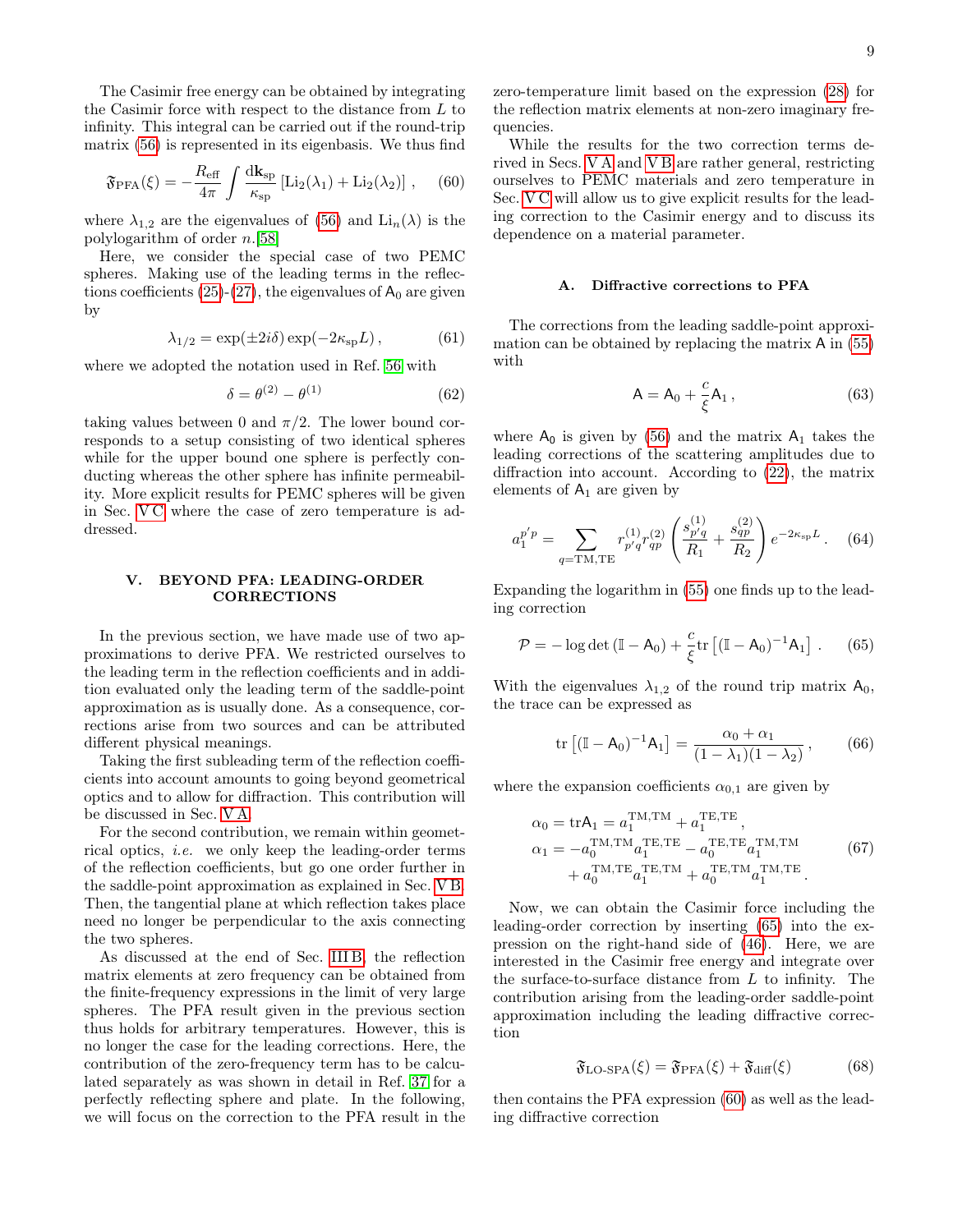The Casimir free energy can be obtained by integrating the Casimir force with respect to the distance from $L$ to infinity. This integral can be carried out if the round-trip matrix (56) is represented in its eigenbasis. We thus find

$$\mathfrak{F}_{\mathrm{PFA}}(\xi) = -\frac{R_{\mathrm{eff}}}{4\pi}\int \frac{\mathrm{d}\mathbf{k}_{\mathrm{sp}}}{\kappa_{\mathrm{sp}}}\left[\mathrm{Li}_2(\lambda_1)+\mathrm{Li}_2(\lambda_2)\right], \tag{60}$$

where $\lambda_{1,2}$ are the eigenvalues of (56) and $\mathrm{Li}_n(\lambda)$ is the polylogarithm of order $n$.[58]

Here, we consider the special case of two PEMC spheres. Making use of the leading terms in the reflections coefficients (25)-(27), the eigenvalues of $\mathsf{A}_0$ are given by

$$\lambda_{1/2} = \exp(\pm 2i\delta)\exp(-2\kappa_{\mathrm{sp}}L), \tag{61}$$

where we adopted the notation used in Ref. 56 with

$$\delta = \theta^{(2)} - \theta^{(1)} \tag{62}$$

taking values between 0 and $\pi/2$. The lower bound corresponds to a setup consisting of two identical spheres while for the upper bound one sphere is perfectly conducting whereas the other sphere has infinite permeability. More explicit results for PEMC spheres will be given in Sec. V C where the case of zero temperature is addressed.

## V. BEYOND PFA: LEADING-ORDER CORRECTIONS

In the previous section, we have made use of two approximations to derive PFA. We restricted ourselves to the leading term in the reflection coefficients and in addition evaluated only the leading term of the saddle-point approximation as is usually done. As a consequence, corrections arise from two sources and can be attributed different physical meanings.

Taking the first subleading term of the reflection coefficients into account amounts to going beyond geometrical optics and to allow for diffraction. This contribution will be discussed in Sec. V A.

For the second contribution, we remain within geometrical optics, *i.e.* we only keep the leading-order terms of the reflection coefficients, but go one order further in the saddle-point approximation as explained in Sec. V B. Then, the tangential plane at which reflection takes place need no longer be perpendicular to the axis connecting the two spheres.

As discussed at the end of Sec. III B, the reflection matrix elements at zero frequency can be obtained from the finite-frequency expressions in the limit of very large spheres. The PFA result given in the previous section thus holds for arbitrary temperatures. However, this is no longer the case for the leading corrections. Here, the contribution of the zero-frequency term has to be calculated separately as was shown in detail in Ref. 37 for a perfectly reflecting sphere and plate. In the following, we will focus on the correction to the PFA result in the zero-temperature limit based on the expression (28) for the reflection matrix elements at non-zero imaginary frequencies.

While the results for the two correction terms derived in Secs. V A and V B are rather general, restricting ourselves to PEMC materials and zero temperature in Sec. V C will allow us to give explicit results for the leading correction to the Casimir energy and to discuss its dependence on a material parameter.

### A. Diffractive corrections to PFA

The corrections from the leading saddle-point approximation can be obtained by replacing the matrix $\mathsf{A}$ in (55) with

$$\mathsf{A} = \mathsf{A}_0 + \frac{c}{\xi}\mathsf{A}_1, \tag{63}$$

where $\mathsf{A}_0$ is given by (56) and the matrix $\mathsf{A}_1$ takes the leading corrections of the scattering amplitudes due to diffraction into account. According to (22), the matrix elements of $\mathsf{A}_1$ are given by

$$a_1^{p'p} = \sum_{q=\mathrm{TM,TE}} r^{(1)}_{p'q} r^{(2)}_{qp}\left(\frac{s^{(1)}_{p'q}}{R_1}+\frac{s^{(2)}_{qp}}{R_2}\right)e^{-2\kappa_{\mathrm{sp}}L}. \tag{64}$$

Expanding the logarithm in (55) one finds up to the leading correction

$$\mathcal{P} = -\log\det\left(\mathbb{I}-\mathsf{A}_0\right) + \frac{c}{\xi}\mathrm{tr}\left[(\mathbb{I}-\mathsf{A}_0)^{-1}\mathsf{A}_1\right]. \tag{65}$$

With the eigenvalues $\lambda_{1,2}$ of the round trip matrix $\mathsf{A}_0$, the trace can be expressed as

$$\mathrm{tr}\left[(\mathbb{I}-\mathsf{A}_0)^{-1}\mathsf{A}_1\right] = \frac{\alpha_0+\alpha_1}{(1-\lambda_1)(1-\lambda_2)}, \tag{66}$$

where the expansion coefficients $\alpha_{0,1}$ are given by

$$\begin{aligned}
\alpha_0 &= \mathrm{tr}\mathsf{A}_1 = a_1^{\mathrm{TM,TM}} + a_1^{\mathrm{TE,TE}},\\
\alpha_1 &= -a_0^{\mathrm{TM,TM}}a_1^{\mathrm{TE,TE}} - a_0^{\mathrm{TE,TE}}a_1^{\mathrm{TM,TM}}\\
&\quad + a_0^{\mathrm{TM,TE}}a_1^{\mathrm{TE,TM}} + a_0^{\mathrm{TE,TM}}a_1^{\mathrm{TM,TE}}.
\end{aligned} \tag{67}$$

Now, we can obtain the Casimir force including the leading-order correction by inserting (65) into the expression on the right-hand side of (46). Here, we are interested in the Casimir free energy and integrate over the surface-to-surface distance from $L$ to infinity. The contribution arising from the leading-order saddle-point approximation including the leading diffractive correction

$$\mathfrak{F}_{\text{LO-SPA}}(\xi) = \mathfrak{F}_{\mathrm{PFA}}(\xi) + \mathfrak{F}_{\mathrm{diff}}(\xi) \tag{68}$$

then contains the PFA expression (60) as well as the leading diffractive correction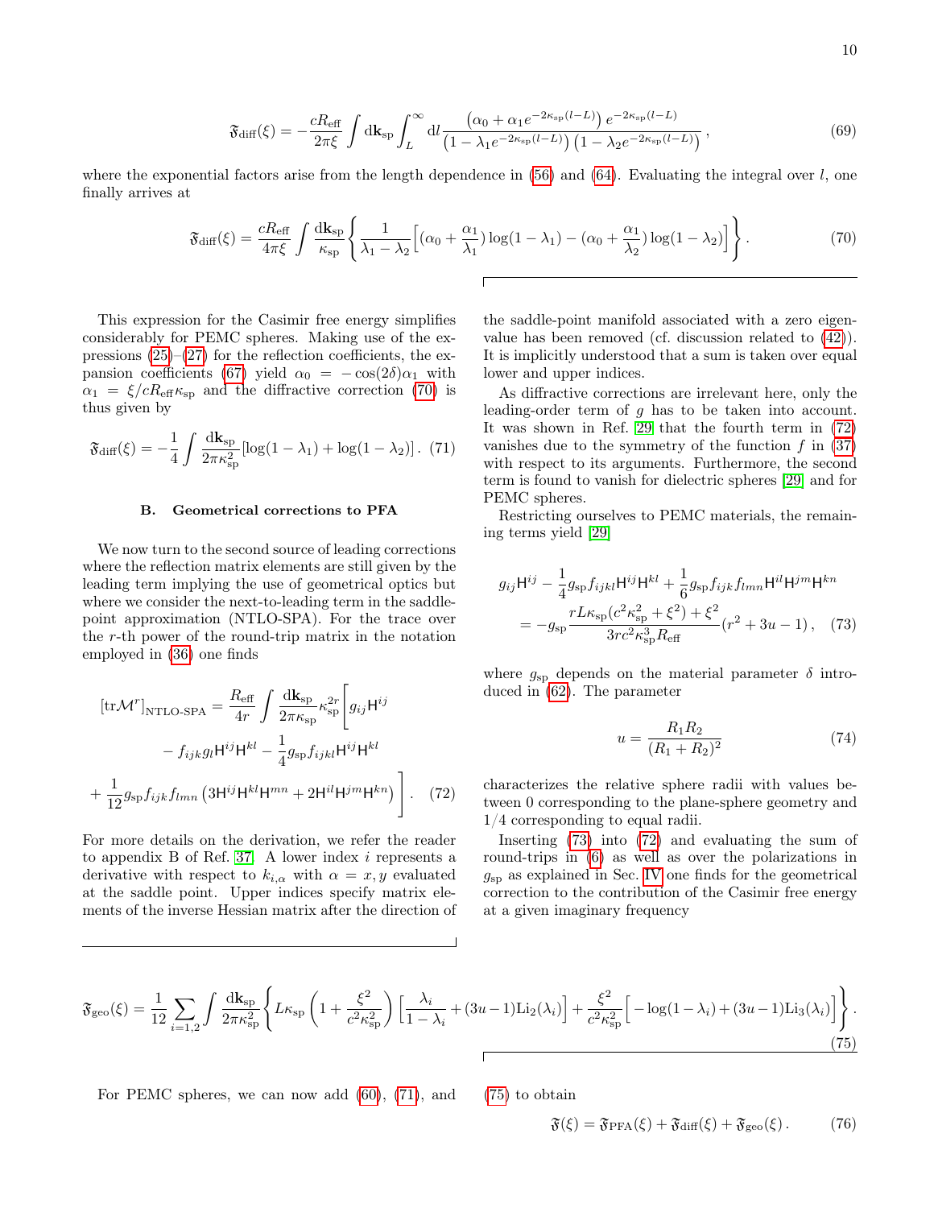$$\mathfrak{F}_{\mathrm{diff}}(\xi) = -\frac{cR_{\mathrm{eff}}}{2\pi\xi}\int \mathrm{d}\mathbf{k}_{\mathrm{sp}}\int_L^\infty \mathrm{d}l\,\frac{\left(\alpha_0+\alpha_1 e^{-2\kappa_{\mathrm{sp}}(l-L)}\right)e^{-2\kappa_{\mathrm{sp}}(l-L)}}{\left(1-\lambda_1 e^{-2\kappa_{\mathrm{sp}}(l-L)}\right)\left(1-\lambda_2 e^{-2\kappa_{\mathrm{sp}}(l-L)}\right)}\,, \tag{69}$$

where the exponential factors arise from the length dependence in (56) and (64). Evaluating the integral over $l$, one finally arrives at

$$\mathfrak{F}_{\mathrm{diff}}(\xi) = \frac{cR_{\mathrm{eff}}}{4\pi\xi}\int \frac{\mathrm{d}\mathbf{k}_{\mathrm{sp}}}{\kappa_{\mathrm{sp}}}\left\{\frac{1}{\lambda_1-\lambda_2}\Big[(\alpha_0+\frac{\alpha_1}{\lambda_1})\log(1-\lambda_1)-(\alpha_0+\frac{\alpha_1}{\lambda_2})\log(1-\lambda_2)\Big]\right\}. \tag{70}$$

This expression for the Casimir free energy simplifies considerably for PEMC spheres. Making use of the expressions (25)–(27) for the reflection coefficients, the expansion coefficients (67) yield $\alpha_0 = -\cos(2\delta)\alpha_1$ with $\alpha_1 = \xi/cR_{\mathrm{eff}}\kappa_{\mathrm{sp}}$ and the diffractive correction (70) is thus given by

$$\mathfrak{F}_{\mathrm{diff}}(\xi) = -\frac{1}{4}\int\frac{\mathrm{d}\mathbf{k}_{\mathrm{sp}}}{2\pi\kappa_{\mathrm{sp}}^2}[\log(1-\lambda_1)+\log(1-\lambda_2)]\,. \tag{71}$$

### B. Geometrical corrections to PFA

We now turn to the second source of leading corrections where the reflection matrix elements are still given by the leading term implying the use of geometrical optics but where we consider the next-to-leading term in the saddle-point approximation (NTLO-SPA). For the trace over the $r$-th power of the round-trip matrix in the notation employed in (36) one finds

$$\begin{aligned}[\mathrm{tr}\mathcal{M}^r]_{\text{NTLO-SPA}} = \frac{R_{\mathrm{eff}}}{4r}\int\frac{\mathrm{d}\mathbf{k}_{\mathrm{sp}}}{2\pi\kappa_{\mathrm{sp}}}\kappa_{\mathrm{sp}}^{2r}\Big[g_{ij}\mathsf{H}^{ij} \\ - f_{ijk}g_l\mathsf{H}^{ij}\mathsf{H}^{kl} - \frac{1}{4}g_{\mathrm{sp}}f_{ijkl}\mathsf{H}^{ij}\mathsf{H}^{kl} \\ + \frac{1}{12}g_{\mathrm{sp}}f_{ijk}f_{lmn}\left(3\mathsf{H}^{ij}\mathsf{H}^{kl}\mathsf{H}^{mn}+2\mathsf{H}^{il}\mathsf{H}^{jm}\mathsf{H}^{kn}\right)\Big]\,. \end{aligned} \tag{72}$$

For more details on the derivation, we refer the reader to appendix B of Ref. 37. A lower index $i$ represents a derivative with respect to $k_{i,\alpha}$ with $\alpha = x, y$ evaluated at the saddle point. Upper indices specify matrix elements of the inverse Hessian matrix after the direction of the saddle-point manifold associated with a zero eigenvalue has been removed (cf. discussion related to (42)). It is implicitly understood that a sum is taken over equal lower and upper indices.

As diffractive corrections are irrelevant here, only the leading-order term of $g$ has to be taken into account. It was shown in Ref. [29] that the fourth term in (72) vanishes due to the symmetry of the function $f$ in (37) with respect to its arguments. Furthermore, the second term is found to vanish for dielectric spheres [29] and for PEMC spheres.

Restricting ourselves to PEMC materials, the remaining terms yield [29]

$$\begin{aligned} g_{ij}\mathsf{H}^{ij} - \frac{1}{4}g_{\mathrm{sp}}f_{ijkl}\mathsf{H}^{ij}\mathsf{H}^{kl} + \frac{1}{6}g_{\mathrm{sp}}f_{ijk}f_{lmn}\mathsf{H}^{il}\mathsf{H}^{jm}\mathsf{H}^{kn} \\ = -g_{\mathrm{sp}}\frac{rL\kappa_{\mathrm{sp}}(c^2\kappa_{\mathrm{sp}}^2+\xi^2)+\xi^2}{3rc^2\kappa_{\mathrm{sp}}^3R_{\mathrm{eff}}}(r^2+3u-1)\,, \end{aligned} \tag{73}$$

where $g_{\mathrm{sp}}$ depends on the material parameter $\delta$ introduced in (62). The parameter

$$u = \frac{R_1R_2}{(R_1+R_2)^2} \tag{74}$$

characterizes the relative sphere radii with values between 0 corresponding to the plane-sphere geometry and 1/4 corresponding to equal radii.

Inserting (73) into (72) and evaluating the sum of round-trips in (6) as well as over the polarizations in $g_{\mathrm{sp}}$ as explained in Sec. IV one finds for the geometrical correction to the contribution of the Casimir free energy at a given imaginary frequency

$$\mathfrak{F}_{\mathrm{geo}}(\xi) = \frac{1}{12}\sum_{i=1,2}\int\frac{\mathrm{d}\mathbf{k}_{\mathrm{sp}}}{2\pi\kappa_{\mathrm{sp}}^2}\left\{L\kappa_{\mathrm{sp}}\left(1+\frac{\xi^2}{c^2\kappa_{\mathrm{sp}}^2}\right)\Big[\frac{\lambda_i}{1-\lambda_i}+(3u-1)\mathrm{Li}_2(\lambda_i)\Big]+\frac{\xi^2}{c^2\kappa_{\mathrm{sp}}^2}\Big[-\log(1-\lambda_i)+(3u-1)\mathrm{Li}_3(\lambda_i)\Big]\right\}. \tag{75}$$

For PEMC spheres, we can now add (60), (71), and (75) to obtain

$$\mathfrak{F}(\xi) = \mathfrak{F}_{\mathrm{PFA}}(\xi)+\mathfrak{F}_{\mathrm{diff}}(\xi)+\mathfrak{F}_{\mathrm{geo}}(\xi)\,. \tag{76}$$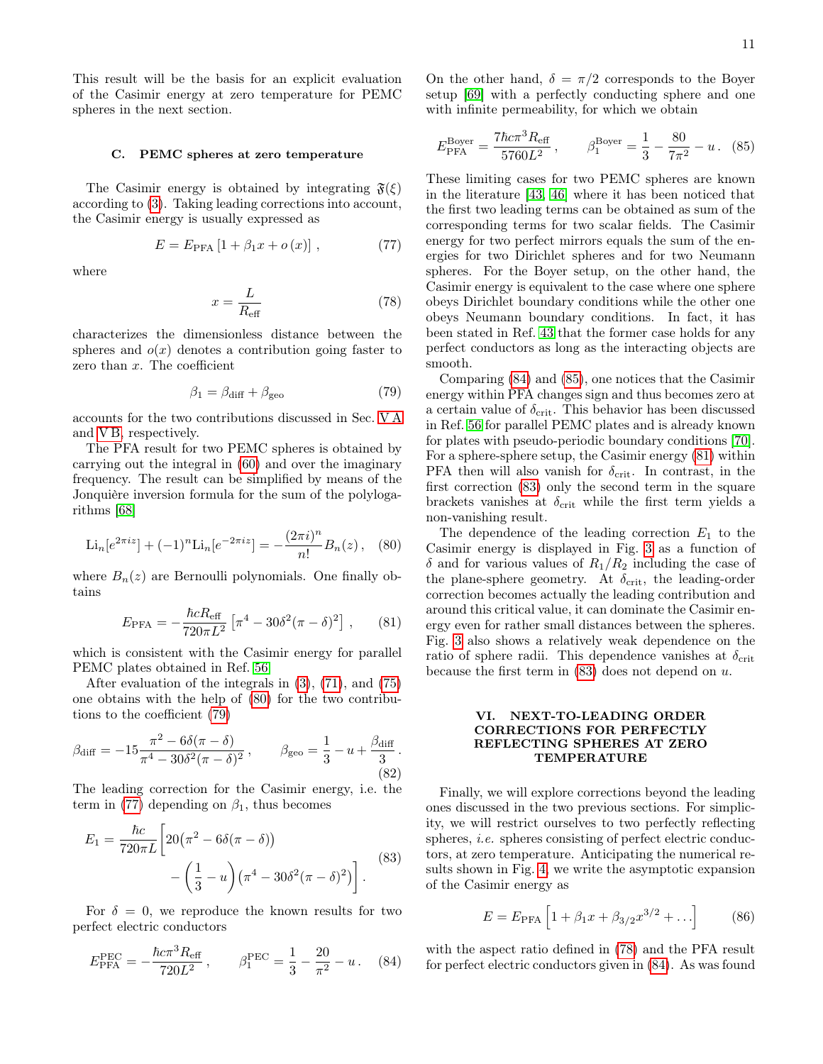This result will be the basis for an explicit evaluation of the Casimir energy at zero temperature for PEMC spheres in the next section.

### C. PEMC spheres at zero temperature

The Casimir energy is obtained by integrating $\mathfrak{F}(\xi)$ according to (3). Taking leading corrections into account, the Casimir energy is usually expressed as

$$E = E_{\mathrm{PFA}}\left[1 + \beta_1 x + o\left(x\right)\right], \tag{77}$$

where

$$x = \frac{L}{R_{\mathrm{eff}}} \tag{78}$$

characterizes the dimensionless distance between the spheres and $o(x)$ denotes a contribution going faster to zero than $x$. The coefficient

$$\beta_1 = \beta_{\mathrm{diff}} + \beta_{\mathrm{geo}} \tag{79}$$

accounts for the two contributions discussed in Sec. V A and V B, respectively.

The PFA result for two PEMC spheres is obtained by carrying out the integral in (60) and over the imaginary frequency. The result can be simplified by means of the Jonquière inversion formula for the sum of the polylogarithms [68]

$$\mathrm{Li}_n[e^{2\pi i z}] + (-1)^n \mathrm{Li}_n[e^{-2\pi i z}] = -\frac{(2\pi i)^n}{n!} B_n(z), \tag{80}$$

where $B_n(z)$ are Bernoulli polynomials. One finally obtains

$$E_{\mathrm{PFA}} = -\frac{\hbar c R_{\mathrm{eff}}}{720\pi L^2}\left[\pi^4 - 30\delta^2(\pi-\delta)^2\right], \tag{81}$$

which is consistent with the Casimir energy for parallel PEMC plates obtained in Ref. [56].

After evaluation of the integrals in (3), (71), and (75) one obtains with the help of (80) for the two contributions to the coefficient (79)

$$\beta_{\mathrm{diff}} = -15\frac{\pi^2 - 6\delta(\pi-\delta)}{\pi^4 - 30\delta^2(\pi-\delta)^2}, \qquad \beta_{\mathrm{geo}} = \frac{1}{3} - u + \frac{\beta_{\mathrm{diff}}}{3}. \tag{82}$$

The leading correction for the Casimir energy, i.e. the term in (77) depending on $\beta_1$, thus becomes

$$E_1 = \frac{\hbar c}{720\pi L}\bigg[20\big(\pi^2 - 6\delta(\pi-\delta)\big) - \left(\frac{1}{3} - u\right)\big(\pi^4 - 30\delta^2(\pi-\delta)^2\big)\bigg]. \tag{83}$$

For $\delta = 0$, we reproduce the known results for two perfect electric conductors

$$E_{\mathrm{PFA}}^{\mathrm{PEC}} = -\frac{\hbar c \pi^3 R_{\mathrm{eff}}}{720L^2}, \qquad \beta_1^{\mathrm{PEC}} = \frac{1}{3} - \frac{20}{\pi^2} - u. \tag{84}$$

On the other hand, $\delta = \pi/2$ corresponds to the Boyer setup [69] with a perfectly conducting sphere and one with infinite permeability, for which we obtain

$$E_{\mathrm{PFA}}^{\mathrm{Boyer}} = \frac{7\hbar c \pi^3 R_{\mathrm{eff}}}{5760L^2}, \qquad \beta_1^{\mathrm{Boyer}} = \frac{1}{3} - \frac{80}{7\pi^2} - u. \tag{85}$$

These limiting cases for two PEMC spheres are known in the literature [43, 46] where it has been noticed that the first two leading terms can be obtained as sum of the corresponding terms for two scalar fields. The Casimir energy for two perfect mirrors equals the sum of the energies for two Dirichlet spheres and for two Neumann spheres. For the Boyer setup, on the other hand, the Casimir energy is equivalent to the case where one sphere obeys Dirichlet boundary conditions while the other one obeys Neumann boundary conditions. In fact, it has been stated in Ref. 43 that the former case holds for any perfect conductors as long as the interacting objects are smooth.

Comparing (84) and (85), one notices that the Casimir energy within PFA changes sign and thus becomes zero at a certain value of $\delta_{\mathrm{crit}}$. This behavior has been discussed in Ref. 56 for parallel PEMC plates and is already known for plates with pseudo-periodic boundary conditions [70]. For a sphere-sphere setup, the Casimir energy (81) within PFA then will also vanish for $\delta_{\mathrm{crit}}$. In contrast, in the first correction (83) only the second term in the square brackets vanishes at $\delta_{\mathrm{crit}}$ while the first term yields a non-vanishing result.

The dependence of the leading correction $E_1$ to the Casimir energy is displayed in Fig. 3 as a function of $\delta$ and for various values of $R_1/R_2$ including the case of the plane-sphere geometry. At $\delta_{\mathrm{crit}}$, the leading-order correction becomes actually the leading contribution and around this critical value, it can dominate the Casimir energy even for rather small distances between the spheres. Fig. 3 also shows a relatively weak dependence on the ratio of sphere radii. This dependence vanishes at $\delta_{\mathrm{crit}}$ because the first term in (83) does not depend on $u$.

## VI. NEXT-TO-LEADING ORDER CORRECTIONS FOR PERFECTLY REFLECTING SPHERES AT ZERO TEMPERATURE

Finally, we will explore corrections beyond the leading ones discussed in the two previous sections. For simplicity, we will restrict ourselves to two perfectly reflecting spheres, *i.e.* spheres consisting of perfect electric conductors, at zero temperature. Anticipating the numerical results shown in Fig. 4, we write the asymptotic expansion of the Casimir energy as

$$E = E_{\mathrm{PFA}}\left[1 + \beta_1 x + \beta_{3/2} x^{3/2} + \dots\right] \tag{86}$$

with the aspect ratio defined in (78) and the PFA result for perfect electric conductors given in (84). As was found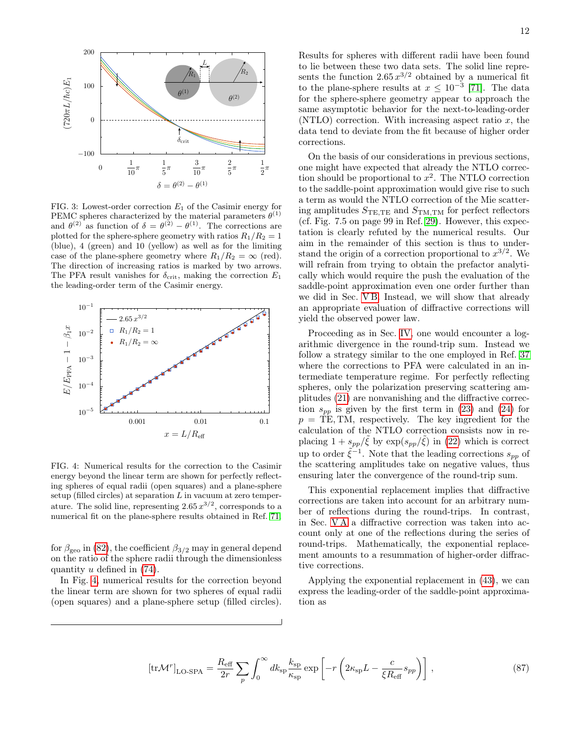FIG. 3: Lowest-order correction $E_1$ of the Casimir energy for PEMC spheres characterized by the material parameters $\theta^{(1)}$ and $\theta^{(2)}$ as function of $\delta = \theta^{(2)} - \theta^{(1)}$. The corrections are plotted for the sphere-sphere geometry with ratios $R_1/R_2 = 1$ (blue), 4 (green) and 10 (yellow) as well as for the limiting case of the plane-sphere geometry where $R_1/R_2 = \infty$ (red). The direction of increasing ratios is marked by two arrows. The PFA result vanishes for $\delta_{\rm crit}$, making the correction $E_1$ the leading-order term of the Casimir energy.

FIG. 4: Numerical results for the correction to the Casimir energy beyond the linear term are shown for perfectly reflecting spheres of equal radii (open squares) and a plane-sphere setup (filled circles) at separation $L$ in vacuum at zero temperature. The solid line, representing $2.65\,x^{3/2}$, corresponds to a numerical fit on the plane-sphere results obtained in Ref. [71].

for $\beta_{\rm geo}$ in (82), the coefficient $\beta_{3/2}$ may in general depend on the ratio of the sphere radii through the dimensionless quantity $u$ defined in (74).

In Fig. 4, numerical results for the correction beyond the linear term are shown for two spheres of equal radii (open squares) and a plane-sphere setup (filled circles). Results for spheres with different radii have been found to lie between these two data sets. The solid line represents the function $2.65\,x^{3/2}$ obtained by a numerical fit to the plane-sphere results at $x \leq 10^{-3}$ [71]. The data for the sphere-sphere geometry appear to approach the same asymptotic behavior for the next-to-leading-order (NTLO) correction. With increasing aspect ratio $x$, the data tend to deviate from the fit because of higher order corrections.

On the basis of our considerations in previous sections, one might have expected that already the NTLO correction should be proportional to $x^2$. The NTLO correction to the saddle-point approximation would give rise to such a term as would the NTLO correction of the Mie scattering amplitudes $S_{\rm TE,TE}$ and $S_{\rm TM,TM}$ for perfect reflectors (cf. Fig. 7.5 on page 99 in Ref. [29]). However, this expectation is clearly refuted by the numerical results. Our aim in the remainder of this section is thus to understand the origin of a correction proportional to $x^{3/2}$. We will refrain from trying to obtain the prefactor analytically which would require the push the evaluation of the saddle-point approximation even one order further than we did in Sec. V B. Instead, we will show that already an appropriate evaluation of diffractive corrections will yield the observed power law.

Proceeding as in Sec. IV, one would encounter a logarithmic divergence in the round-trip sum. Instead we follow a strategy similar to the one employed in Ref. [37] where the corrections to PFA were calculated in an intermediate temperature regime. For perfectly reflecting spheres, only the polarization preserving scattering amplitudes (21) are nonvanishing and the diffractive correction $s_{pp}$ is given by the first term in (23) and (24) for $p = $ TE, TM, respectively. The key ingredient for the calculation of the NTLO correction consists now in replacing $1 + s_{pp}/\tilde{\xi}$ by $\exp(s_{pp}/\tilde{\xi})$ in (22) which is correct up to order $\tilde{\xi}^{-1}$. Note that the leading corrections $s_{pp}$ of the scattering amplitudes take on negative values, thus ensuring later the convergence of the round-trip sum.

This exponential replacement implies that diffractive corrections are taken into account for an arbitrary number of reflections during the round-trips. In contrast, in Sec. V A a diffractive correction was taken into account only at one of the reflections during the series of round-trips. Mathematically, the exponential replacement amounts to a resummation of higher-order diffractive corrections.

Applying the exponential replacement in (43), we can express the leading-order of the saddle-point approximation as

$$[\mathrm{tr}\mathcal{M}^r]_{\text{LO-SPA}} = \frac{R_{\rm eff}}{2r}\sum_p \int_0^\infty dk_{\rm sp}\frac{k_{\rm sp}}{\kappa_{\rm sp}}\exp\left[-r\left(2\kappa_{\rm sp}L - \frac{c}{\xi R_{\rm eff}}s_{pp}\right)\right], \tag{87}$$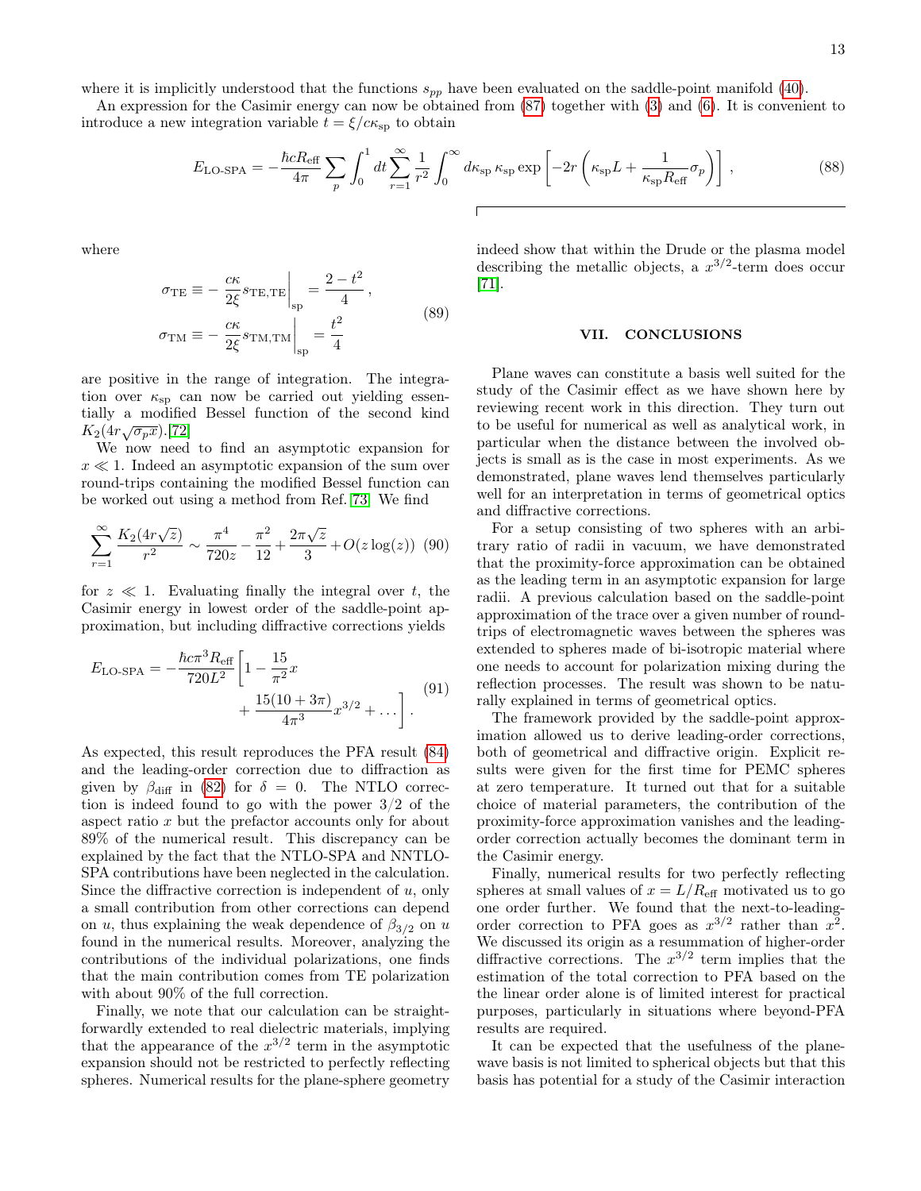where it is implicitly understood that the functions $s_{pp}$ have been evaluated on the saddle-point manifold (40).

An expression for the Casimir energy can now be obtained from (87) together with (3) and (6). It is convenient to introduce a new integration variable $t = \xi/c\kappa_{\rm sp}$ to obtain

$$E_{\text{LO-SPA}} = -\frac{\hbar c R_{\rm eff}}{4\pi}\sum_p \int_0^1 dt \sum_{r=1}^{\infty}\frac{1}{r^2}\int_0^\infty d\kappa_{\rm sp}\,\kappa_{\rm sp}\exp\left[-2r\left(\kappa_{\rm sp}L + \frac{1}{\kappa_{\rm sp}R_{\rm eff}}\sigma_p\right)\right]\,, \tag{88}$$

where

$$\begin{aligned}\sigma_{\rm TE} &\equiv -\left.\frac{c\kappa}{2\xi}s_{\rm TE,TE}\right|_{\rm sp} = \frac{2-t^2}{4}\,,\\ \sigma_{\rm TM} &\equiv -\left.\frac{c\kappa}{2\xi}s_{\rm TM,TM}\right|_{\rm sp} = \frac{t^2}{4}\end{aligned} \tag{89}$$

are positive in the range of integration. The integration over $\kappa_{\rm sp}$ can now be carried out yielding essentially a modified Bessel function of the second kind $K_2(4r\sqrt{\sigma_p x})$.[72]

We now need to find an asymptotic expansion for $x \ll 1$. Indeed an asymptotic expansion of the sum over round-trips containing the modified Bessel function can be worked out using a method from Ref. 73. We find

$$\sum_{r=1}^{\infty}\frac{K_2(4r\sqrt{z})}{r^2} \sim \frac{\pi^4}{720z} - \frac{\pi^2}{12} + \frac{2\pi\sqrt{z}}{3} + O(z\log(z)) \tag{90}$$

for $z \ll 1$. Evaluating finally the integral over $t$, the Casimir energy in lowest order of the saddle-point approximation, but including diffractive corrections yields

$$\begin{aligned}E_{\text{LO-SPA}} = -\frac{\hbar c\pi^3 R_{\rm eff}}{720L^2}\Big[1 &- \frac{15}{\pi^2}x\\ &+ \frac{15(10+3\pi)}{4\pi^3}x^{3/2} + \dots\Big]\,.\end{aligned} \tag{91}$$

As expected, this result reproduces the PFA result (84) and the leading-order correction due to diffraction as given by $\beta_{\rm diff}$ in (82) for $\delta = 0$. The NTLO correction is indeed found to go with the power $3/2$ of the aspect ratio $x$ but the prefactor accounts only for about 89% of the numerical result. This discrepancy can be explained by the fact that the NTLO-SPA and NNTLO-SPA contributions have been neglected in the calculation. Since the diffractive correction is independent of $u$, only a small contribution from other corrections can depend on $u$, thus explaining the weak dependence of $\beta_{3/2}$ on $u$ found in the numerical results. Moreover, analyzing the contributions of the individual polarizations, one finds that the main contribution comes from TE polarization with about 90% of the full correction.

Finally, we note that our calculation can be straightforwardly extended to real dielectric materials, implying that the appearance of the $x^{3/2}$ term in the asymptotic expansion should not be restricted to perfectly reflecting spheres. Numerical results for the plane-sphere geometry indeed show that within the Drude or the plasma model describing the metallic objects, a $x^{3/2}$-term does occur [71].

## VII. CONCLUSIONS

Plane waves can constitute a basis well suited for the study of the Casimir effect as we have shown here by reviewing recent work in this direction. They turn out to be useful for numerical as well as analytical work, in particular when the distance between the involved objects is small as is the case in most experiments. As we demonstrated, plane waves lend themselves particularly well for an interpretation in terms of geometrical optics and diffractive corrections.

For a setup consisting of two spheres with an arbitrary ratio of radii in vacuum, we have demonstrated that the proximity-force approximation can be obtained as the leading term in an asymptotic expansion for large radii. A previous calculation based on the saddle-point approximation of the trace over a given number of round-trips of electromagnetic waves between the spheres was extended to spheres made of bi-isotropic material where one needs to account for polarization mixing during the reflection processes. The result was shown to be naturally explained in terms of geometrical optics.

The framework provided by the saddle-point approximation allowed us to derive leading-order corrections, both of geometrical and diffractive origin. Explicit results were given for the first time for PEMC spheres at zero temperature. It turned out that for a suitable choice of material parameters, the contribution of the proximity-force approximation vanishes and the leading-order correction actually becomes the dominant term in the Casimir energy.

Finally, numerical results for two perfectly reflecting spheres at small values of $x = L/R_{\rm eff}$ motivated us to go one order further. We found that the next-to-leading-order correction to PFA goes as $x^{3/2}$ rather than $x^2$. We discussed its origin as a resummation of higher-order diffractive corrections. The $x^{3/2}$ term implies that the estimation of the total correction to PFA based on the the linear order alone is of limited interest for practical purposes, particularly in situations where beyond-PFA results are required.

It can be expected that the usefulness of the plane-wave basis is not limited to spherical objects but that this basis has potential for a study of the Casimir interaction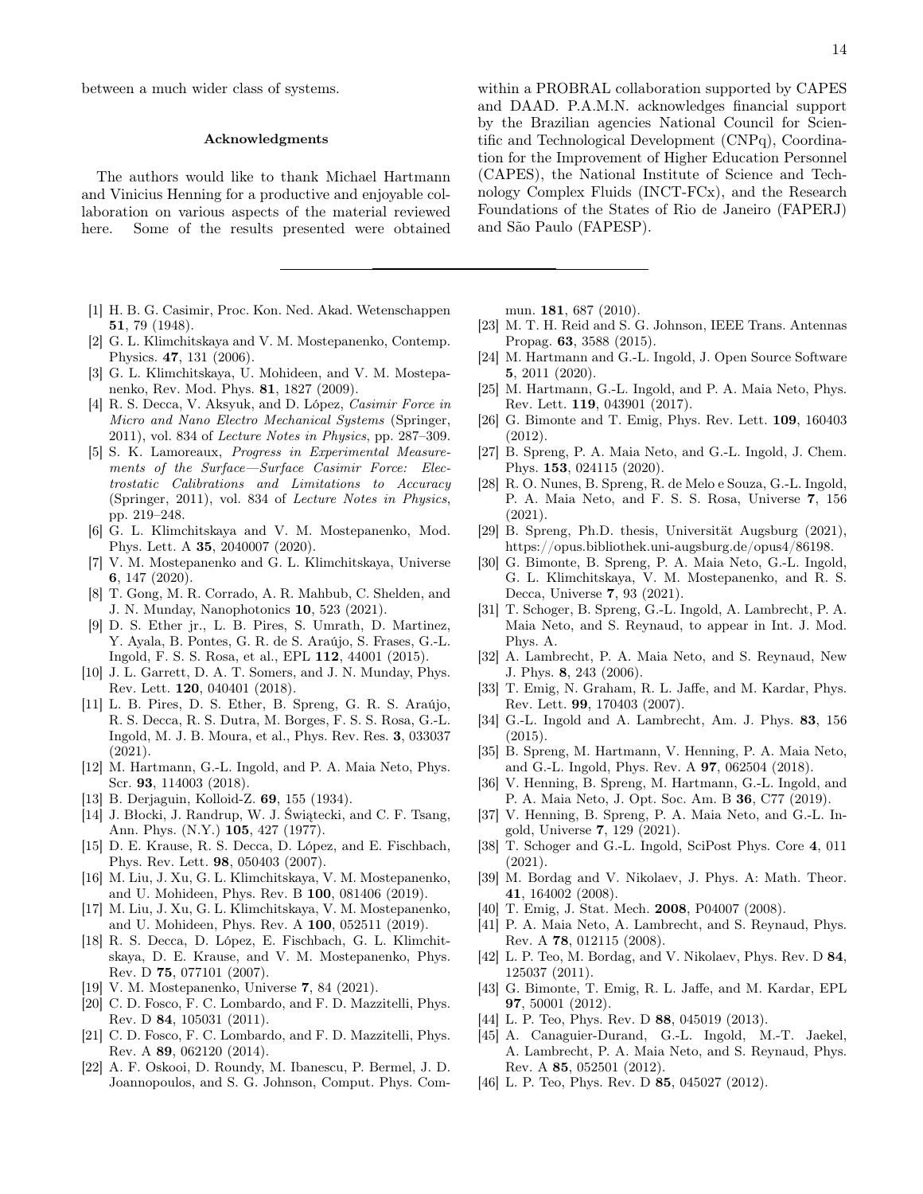between a much wider class of systems.

## Acknowledgments

The authors would like to thank Michael Hartmann and Vinicius Henning for a productive and enjoyable collaboration on various aspects of the material reviewed here. Some of the results presented were obtained within a PROBRAL collaboration supported by CAPES and DAAD. P.A.M.N. acknowledges financial support by the Brazilian agencies National Council for Scientific and Technological Development (CNPq), Coordination for the Improvement of Higher Education Personnel (CAPES), the National Institute of Science and Technology Complex Fluids (INCT-FCx), and the Research Foundations of the States of Rio de Janeiro (FAPERJ) and São Paulo (FAPESP).

---

[1] H. B. G. Casimir, Proc. Kon. Ned. Akad. Wetenschappen **51**, 79 (1948).

[2] G. L. Klimchitskaya and V. M. Mostepanenko, Contemp. Physics. **47**, 131 (2006).

[3] G. L. Klimchitskaya, U. Mohideen, and V. M. Mostepanenko, Rev. Mod. Phys. **81**, 1827 (2009).

[4] R. S. Decca, V. Aksyuk, and D. López, *Casimir Force in Micro and Nano Electro Mechanical Systems* (Springer, 2011), vol. 834 of *Lecture Notes in Physics*, pp. 287–309.

[5] S. K. Lamoreaux, *Progress in Experimental Measurements of the Surface—Surface Casimir Force: Electrostatic Calibrations and Limitations to Accuracy* (Springer, 2011), vol. 834 of *Lecture Notes in Physics*, pp. 219–248.

[6] G. L. Klimchitskaya and V. M. Mostepanenko, Mod. Phys. Lett. A **35**, 2040007 (2020).

[7] V. M. Mostepanenko and G. L. Klimchitskaya, Universe **6**, 147 (2020).

[8] T. Gong, M. R. Corrado, A. R. Mahbub, C. Shelden, and J. N. Munday, Nanophotonics **10**, 523 (2021).

[9] D. S. Ether jr., L. B. Pires, S. Umrath, D. Martinez, Y. Ayala, B. Pontes, G. R. de S. Araújo, S. Frases, G.-L. Ingold, F. S. S. Rosa, et al., EPL **112**, 44001 (2015).

[10] J. L. Garrett, D. A. T. Somers, and J. N. Munday, Phys. Rev. Lett. **120**, 040401 (2018).

[11] L. B. Pires, D. S. Ether, B. Spreng, G. R. S. Araújo, R. S. Decca, R. S. Dutra, M. Borges, F. S. S. Rosa, G.-L. Ingold, M. J. B. Moura, et al., Phys. Rev. Res. **3**, 033037 (2021).

[12] M. Hartmann, G.-L. Ingold, and P. A. Maia Neto, Phys. Scr. **93**, 114003 (2018).

[13] B. Derjaguin, Kolloid-Z. **69**, 155 (1934).

[14] J. Błocki, J. Randrup, W. J. Świątecki, and C. F. Tsang, Ann. Phys. (N.Y.) **105**, 427 (1977).

[15] D. E. Krause, R. S. Decca, D. López, and E. Fischbach, Phys. Rev. Lett. **98**, 050403 (2007).

[16] M. Liu, J. Xu, G. L. Klimchitskaya, V. M. Mostepanenko, and U. Mohideen, Phys. Rev. B **100**, 081406 (2019).

[17] M. Liu, J. Xu, G. L. Klimchitskaya, V. M. Mostepanenko, and U. Mohideen, Phys. Rev. A **100**, 052511 (2019).

[18] R. S. Decca, D. López, E. Fischbach, G. L. Klimchitskaya, D. E. Krause, and V. M. Mostepanenko, Phys. Rev. D **75**, 077101 (2007).

[19] V. M. Mostepanenko, Universe **7**, 84 (2021).

[20] C. D. Fosco, F. C. Lombardo, and F. D. Mazzitelli, Phys. Rev. D **84**, 105031 (2011).

[21] C. D. Fosco, F. C. Lombardo, and F. D. Mazzitelli, Phys. Rev. A **89**, 062120 (2014).

[22] A. F. Oskooi, D. Roundy, M. Ibanescu, P. Bermel, J. D. Joannopoulos, and S. G. Johnson, Comput. Phys. Commun. **181**, 687 (2010).

[23] M. T. H. Reid and S. G. Johnson, IEEE Trans. Antennas Propag. **63**, 3588 (2015).

[24] M. Hartmann and G.-L. Ingold, J. Open Source Software **5**, 2011 (2020).

[25] M. Hartmann, G.-L. Ingold, and P. A. Maia Neto, Phys. Rev. Lett. **119**, 043901 (2017).

[26] G. Bimonte and T. Emig, Phys. Rev. Lett. **109**, 160403 (2012).

[27] B. Spreng, P. A. Maia Neto, and G.-L. Ingold, J. Chem. Phys. **153**, 024115 (2020).

[28] R. O. Nunes, B. Spreng, R. de Melo e Souza, G.-L. Ingold, P. A. Maia Neto, and F. S. S. Rosa, Universe **7**, 156 (2021).

[29] B. Spreng, Ph.D. thesis, Universität Augsburg (2021), https://opus.bibliothek.uni-augsburg.de/opus4/86198.

[30] G. Bimonte, B. Spreng, P. A. Maia Neto, G.-L. Ingold, G. L. Klimchitskaya, V. M. Mostepanenko, and R. S. Decca, Universe **7**, 93 (2021).

[31] T. Schoger, B. Spreng, G.-L. Ingold, A. Lambrecht, P. A. Maia Neto, and S. Reynaud, to appear in Int. J. Mod. Phys. A.

[32] A. Lambrecht, P. A. Maia Neto, and S. Reynaud, New J. Phys. **8**, 243 (2006).

[33] T. Emig, N. Graham, R. L. Jaffe, and M. Kardar, Phys. Rev. Lett. **99**, 170403 (2007).

[34] G.-L. Ingold and A. Lambrecht, Am. J. Phys. **83**, 156 (2015).

[35] B. Spreng, M. Hartmann, V. Henning, P. A. Maia Neto, and G.-L. Ingold, Phys. Rev. A **97**, 062504 (2018).

[36] V. Henning, B. Spreng, M. Hartmann, G.-L. Ingold, and P. A. Maia Neto, J. Opt. Soc. Am. B **36**, C77 (2019).

[37] V. Henning, B. Spreng, P. A. Maia Neto, and G.-L. Ingold, Universe **7**, 129 (2021).

[38] T. Schoger and G.-L. Ingold, SciPost Phys. Core **4**, 011 (2021).

[39] M. Bordag and V. Nikolaev, J. Phys. A: Math. Theor. **41**, 164002 (2008).

[40] T. Emig, J. Stat. Mech. **2008**, P04007 (2008).

[41] P. A. Maia Neto, A. Lambrecht, and S. Reynaud, Phys. Rev. A **78**, 012115 (2008).

[42] L. P. Teo, M. Bordag, and V. Nikolaev, Phys. Rev. D **84**, 125037 (2011).

[43] G. Bimonte, T. Emig, R. L. Jaffe, and M. Kardar, EPL **97**, 50001 (2012).

[44] L. P. Teo, Phys. Rev. D **88**, 045019 (2013).

[45] A. Canaguier-Durand, G.-L. Ingold, M.-T. Jaekel, A. Lambrecht, P. A. Maia Neto, and S. Reynaud, Phys. Rev. A **85**, 052501 (2012).

[46] L. P. Teo, Phys. Rev. D **85**, 045027 (2012).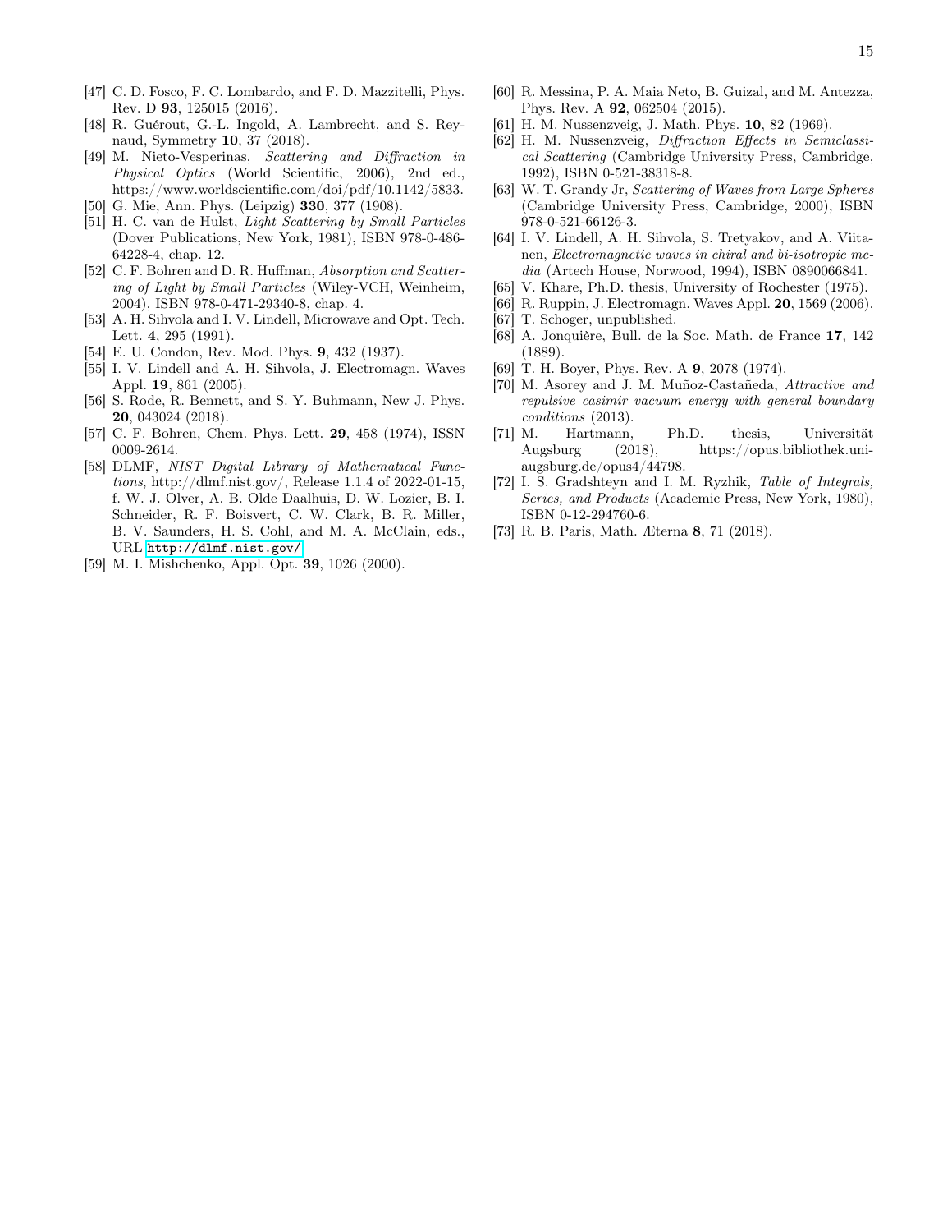[47] C. D. Fosco, F. C. Lombardo, and F. D. Mazzitelli, Phys. Rev. D **93**, 125015 (2016).

[48] R. Guérout, G.-L. Ingold, A. Lambrecht, and S. Reynaud, Symmetry **10**, 37 (2018).

[49] M. Nieto-Vesperinas, *Scattering and Diffraction in Physical Optics* (World Scientific, 2006), 2nd ed., https://www.worldscientific.com/doi/pdf/10.1142/5833.

[50] G. Mie, Ann. Phys. (Leipzig) **330**, 377 (1908).

[51] H. C. van de Hulst, *Light Scattering by Small Particles* (Dover Publications, New York, 1981), ISBN 978-0-486-64228-4, chap. 12.

[52] C. F. Bohren and D. R. Huffman, *Absorption and Scattering of Light by Small Particles* (Wiley-VCH, Weinheim, 2004), ISBN 978-0-471-29340-8, chap. 4.

[53] A. H. Sihvola and I. V. Lindell, Microwave and Opt. Tech. Lett. **4**, 295 (1991).

[54] E. U. Condon, Rev. Mod. Phys. **9**, 432 (1937).

[55] I. V. Lindell and A. H. Sihvola, J. Electromagn. Waves Appl. **19**, 861 (2005).

[56] S. Rode, R. Bennett, and S. Y. Buhmann, New J. Phys. **20**, 043024 (2018).

[57] C. F. Bohren, Chem. Phys. Lett. **29**, 458 (1974), ISSN 0009-2614.

[58] DLMF, *NIST Digital Library of Mathematical Functions*, http://dlmf.nist.gov/, Release 1.1.4 of 2022-01-15, f. W. J. Olver, A. B. Olde Daalhuis, D. W. Lozier, B. I. Schneider, R. F. Boisvert, C. W. Clark, B. R. Miller, B. V. Saunders, H. S. Cohl, and M. A. McClain, eds., URL http://dlmf.nist.gov/.

[59] M. I. Mishchenko, Appl. Opt. **39**, 1026 (2000).

[60] R. Messina, P. A. Maia Neto, B. Guizal, and M. Antezza, Phys. Rev. A **92**, 062504 (2015).

[61] H. M. Nussenzveig, J. Math. Phys. **10**, 82 (1969).

[62] H. M. Nussenzveig, *Diffraction Effects in Semiclassical Scattering* (Cambridge University Press, Cambridge, 1992), ISBN 0-521-38318-8.

[63] W. T. Grandy Jr, *Scattering of Waves from Large Spheres* (Cambridge University Press, Cambridge, 2000), ISBN 978-0-521-66126-3.

[64] I. V. Lindell, A. H. Sihvola, S. Tretyakov, and A. Viitanen, *Electromagnetic waves in chiral and bi-isotropic media* (Artech House, Norwood, 1994), ISBN 0890066841.

[65] V. Khare, Ph.D. thesis, University of Rochester (1975).

[66] R. Ruppin, J. Electromagn. Waves Appl. **20**, 1569 (2006).

[67] T. Schoger, unpublished.

[68] A. Jonquière, Bull. de la Soc. Math. de France **17**, 142 (1889).

[69] T. H. Boyer, Phys. Rev. A **9**, 2078 (1974).

[70] M. Asorey and J. M. Muñoz-Castañeda, *Attractive and repulsive casimir vacuum energy with general boundary conditions* (2013).

[71] M. Hartmann, Ph.D. thesis, Universität Augsburg (2018), https://opus.bibliothek.uni-augsburg.de/opus4/44798.

[72] I. S. Gradshteyn and I. M. Ryzhik, *Table of Integrals, Series, and Products* (Academic Press, New York, 1980), ISBN 0-12-294760-6.

[73] R. B. Paris, Math. Æterna **8**, 71 (2018).